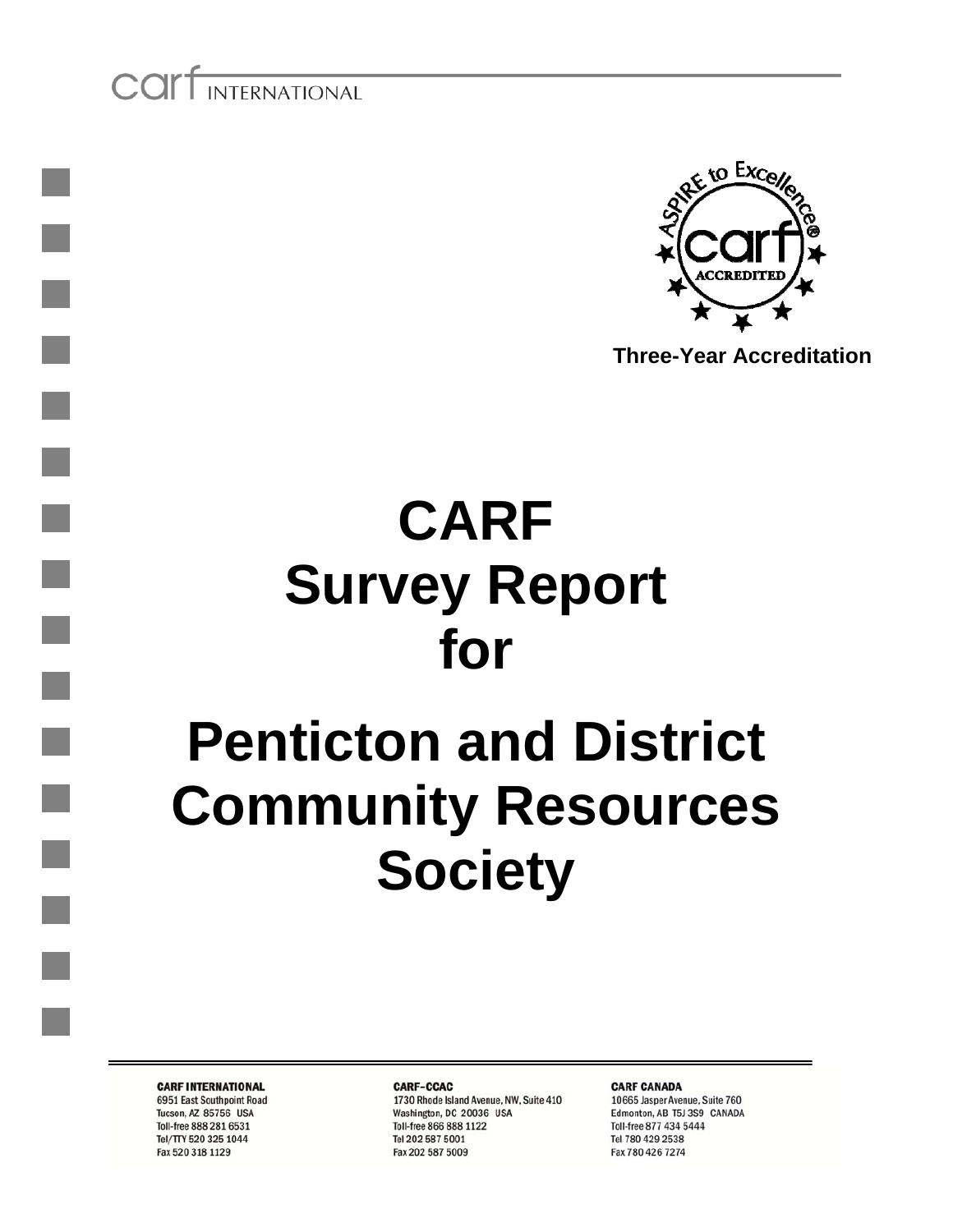carf INTERNATIONAL

ASPIRE to Excellence® carf ACCREDITED

**Three-Year Accreditation**

# CARF Survey Report for

# Penticton and District Community Resources Society

**CARF INTERNATIONAL**
6951 East Southpoint Road
Tucson, AZ 85756 USA
Toll-free 888 281 6531
Tel/TTY 520 325 1044
Fax 520 318 1129

**CARF–CCAC**
1730 Rhode Island Avenue, NW, Suite 410
Washington, DC 20036 USA
Toll-free 866 888 1122
Tel 202 587 5001
Fax 202 587 5009

**CARF CANADA**
10665 Jasper Avenue, Suite 760
Edmonton, AB T5J 3S9 CANADA
Toll-free 877 434 5444
Tel 780 429 2538
Fax 780 426 7274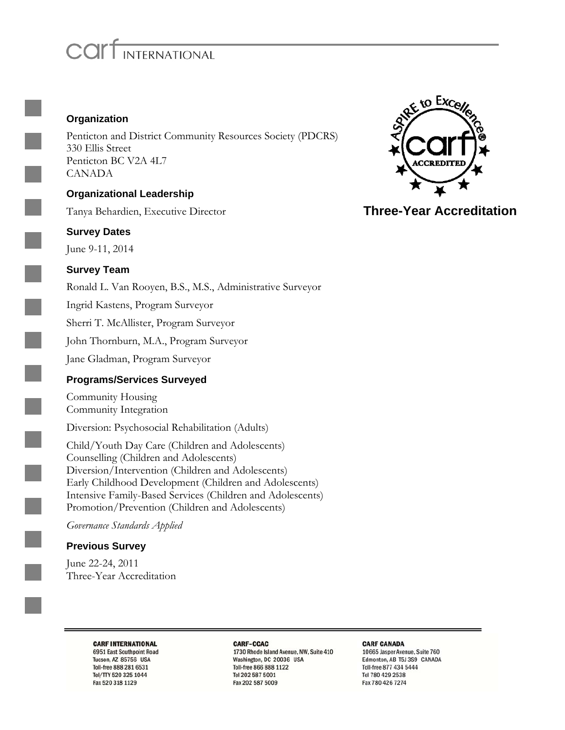carf INTERNATIONAL

**Three-Year Accreditation**

### Organization

Penticton and District Community Resources Society (PDCRS)
330 Ellis Street
Penticton BC V2A 4L7
CANADA

### Organizational Leadership

Tanya Behardien, Executive Director

### Survey Dates

June 9-11, 2014

### Survey Team

Ronald L. Van Rooyen, B.S., M.S., Administrative Surveyor

Ingrid Kastens, Program Surveyor

Sherri T. McAllister, Program Surveyor

John Thornburn, M.A., Program Surveyor

Jane Gladman, Program Surveyor

### Programs/Services Surveyed

Community Housing
Community Integration

Diversion: Psychosocial Rehabilitation (Adults)

Child/Youth Day Care (Children and Adolescents)
Counselling (Children and Adolescents)
Diversion/Intervention (Children and Adolescents)
Early Childhood Development (Children and Adolescents)
Intensive Family-Based Services (Children and Adolescents)
Promotion/Prevention (Children and Adolescents)

*Governance Standards Applied*

### Previous Survey

June 22-24, 2011
Three-Year Accreditation

**CARF INTERNATIONAL**
6951 East Southpoint Road
Tucson, AZ 85756 USA
Toll-free 888 281 6531
Tel/TTY 520 325 1044
Fax 520 318 1129

**CARF-CCAC**
1730 Rhode Island Avenue, NW, Suite 410
Washington, DC 20036 USA
Toll-free 866 888 1122
Tel 202 587 5001
Fax 202 587 5009

**CARF CANADA**
10665 Jasper Avenue, Suite 760
Edmonton, AB T5J 3S9 CANADA
Toll-free 877 434 5444
Tel 780 429 2538
Fax 780 426 7274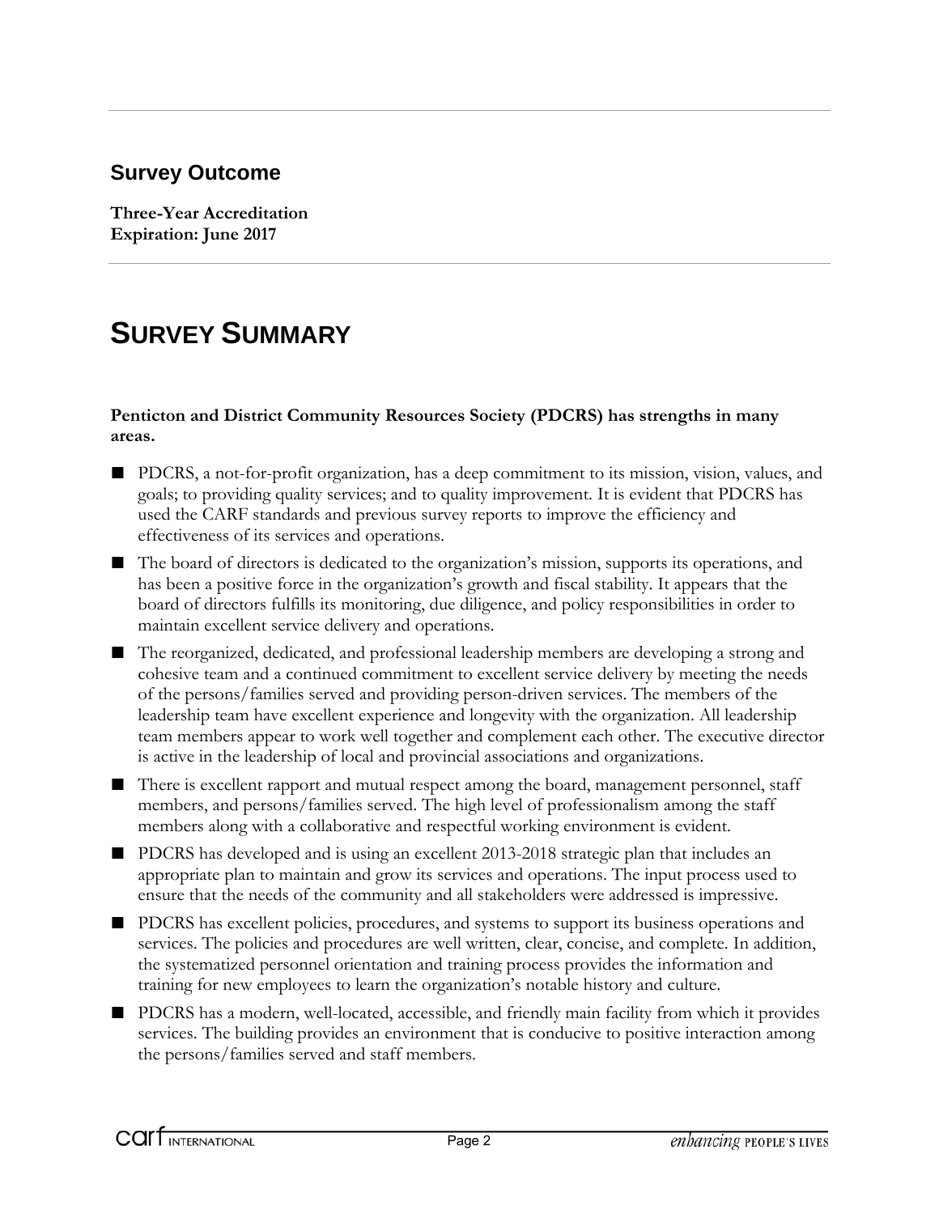## Survey Outcome

**Three-Year Accreditation**
**Expiration: June 2017**

# SURVEY SUMMARY

**Penticton and District Community Resources Society (PDCRS) has strengths in many areas.**

- PDCRS, a not-for-profit organization, has a deep commitment to its mission, vision, values, and goals; to providing quality services; and to quality improvement. It is evident that PDCRS has used the CARF standards and previous survey reports to improve the efficiency and effectiveness of its services and operations.
- The board of directors is dedicated to the organization's mission, supports its operations, and has been a positive force in the organization's growth and fiscal stability. It appears that the board of directors fulfills its monitoring, due diligence, and policy responsibilities in order to maintain excellent service delivery and operations.
- The reorganized, dedicated, and professional leadership members are developing a strong and cohesive team and a continued commitment to excellent service delivery by meeting the needs of the persons/families served and providing person-driven services. The members of the leadership team have excellent experience and longevity with the organization. All leadership team members appear to work well together and complement each other. The executive director is active in the leadership of local and provincial associations and organizations.
- There is excellent rapport and mutual respect among the board, management personnel, staff members, and persons/families served. The high level of professionalism among the staff members along with a collaborative and respectful working environment is evident.
- PDCRS has developed and is using an excellent 2013-2018 strategic plan that includes an appropriate plan to maintain and grow its services and operations. The input process used to ensure that the needs of the community and all stakeholders were addressed is impressive.
- PDCRS has excellent policies, procedures, and systems to support its business operations and services. The policies and procedures are well written, clear, concise, and complete. In addition, the systematized personnel orientation and training process provides the information and training for new employees to learn the organization's notable history and culture.
- PDCRS has a modern, well-located, accessible, and friendly main facility from which it provides services. The building provides an environment that is conducive to positive interaction among the persons/families served and staff members.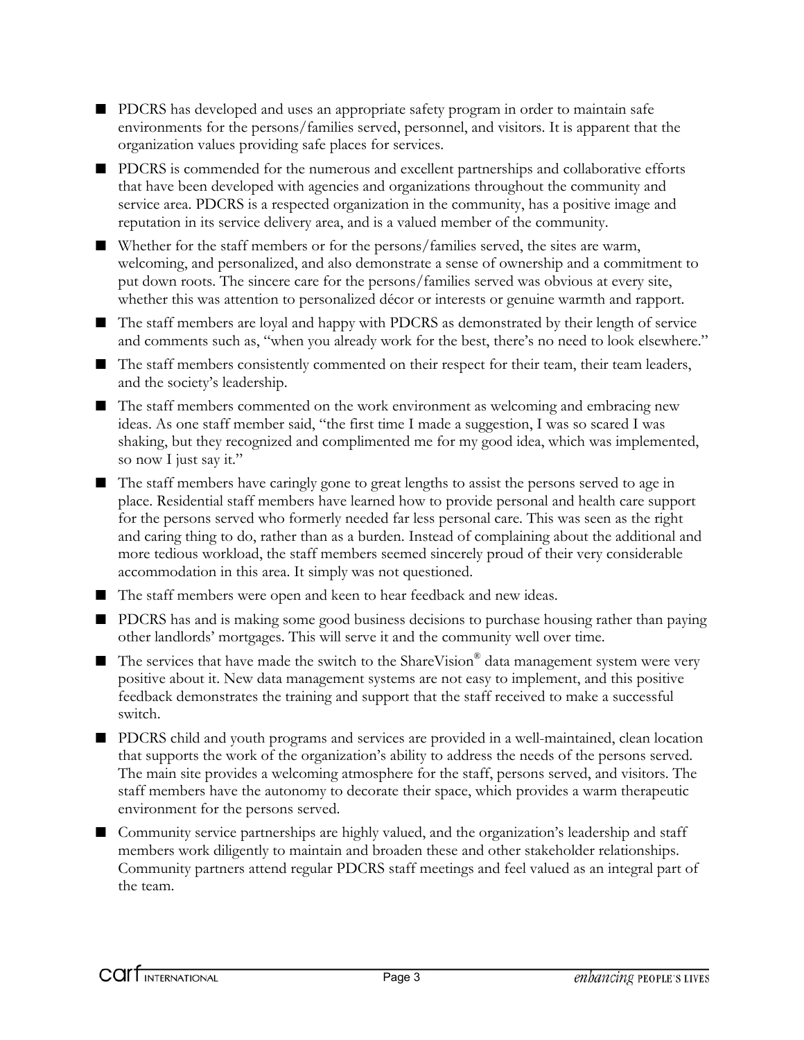- PDCRS has developed and uses an appropriate safety program in order to maintain safe environments for the persons/families served, personnel, and visitors. It is apparent that the organization values providing safe places for services.
- PDCRS is commended for the numerous and excellent partnerships and collaborative efforts that have been developed with agencies and organizations throughout the community and service area. PDCRS is a respected organization in the community, has a positive image and reputation in its service delivery area, and is a valued member of the community.
- Whether for the staff members or for the persons/families served, the sites are warm, welcoming, and personalized, and also demonstrate a sense of ownership and a commitment to put down roots. The sincere care for the persons/families served was obvious at every site, whether this was attention to personalized décor or interests or genuine warmth and rapport.
- The staff members are loyal and happy with PDCRS as demonstrated by their length of service and comments such as, "when you already work for the best, there's no need to look elsewhere."
- The staff members consistently commented on their respect for their team, their team leaders, and the society's leadership.
- The staff members commented on the work environment as welcoming and embracing new ideas. As one staff member said, "the first time I made a suggestion, I was so scared I was shaking, but they recognized and complimented me for my good idea, which was implemented, so now I just say it."
- The staff members have caringly gone to great lengths to assist the persons served to age in place. Residential staff members have learned how to provide personal and health care support for the persons served who formerly needed far less personal care. This was seen as the right and caring thing to do, rather than as a burden. Instead of complaining about the additional and more tedious workload, the staff members seemed sincerely proud of their very considerable accommodation in this area. It simply was not questioned.
- The staff members were open and keen to hear feedback and new ideas.
- PDCRS has and is making some good business decisions to purchase housing rather than paying other landlords' mortgages. This will serve it and the community well over time.
- The services that have made the switch to the ShareVision® data management system were very positive about it. New data management systems are not easy to implement, and this positive feedback demonstrates the training and support that the staff received to make a successful switch.
- PDCRS child and youth programs and services are provided in a well-maintained, clean location that supports the work of the organization's ability to address the needs of the persons served. The main site provides a welcoming atmosphere for the staff, persons served, and visitors. The staff members have the autonomy to decorate their space, which provides a warm therapeutic environment for the persons served.
- Community service partnerships are highly valued, and the organization's leadership and staff members work diligently to maintain and broaden these and other stakeholder relationships. Community partners attend regular PDCRS staff meetings and feel valued as an integral part of the team.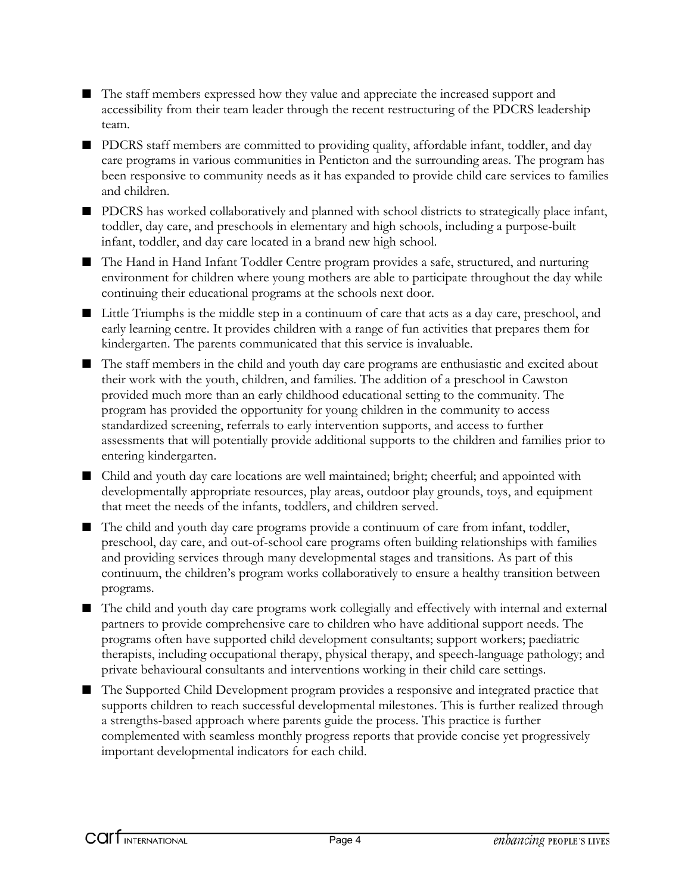- The staff members expressed how they value and appreciate the increased support and accessibility from their team leader through the recent restructuring of the PDCRS leadership team.
- PDCRS staff members are committed to providing quality, affordable infant, toddler, and day care programs in various communities in Penticton and the surrounding areas. The program has been responsive to community needs as it has expanded to provide child care services to families and children.
- PDCRS has worked collaboratively and planned with school districts to strategically place infant, toddler, day care, and preschools in elementary and high schools, including a purpose-built infant, toddler, and day care located in a brand new high school.
- The Hand in Hand Infant Toddler Centre program provides a safe, structured, and nurturing environment for children where young mothers are able to participate throughout the day while continuing their educational programs at the schools next door.
- Little Triumphs is the middle step in a continuum of care that acts as a day care, preschool, and early learning centre. It provides children with a range of fun activities that prepares them for kindergarten. The parents communicated that this service is invaluable.
- The staff members in the child and youth day care programs are enthusiastic and excited about their work with the youth, children, and families. The addition of a preschool in Cawston provided much more than an early childhood educational setting to the community. The program has provided the opportunity for young children in the community to access standardized screening, referrals to early intervention supports, and access to further assessments that will potentially provide additional supports to the children and families prior to entering kindergarten.
- Child and youth day care locations are well maintained; bright; cheerful; and appointed with developmentally appropriate resources, play areas, outdoor play grounds, toys, and equipment that meet the needs of the infants, toddlers, and children served.
- The child and youth day care programs provide a continuum of care from infant, toddler, preschool, day care, and out-of-school care programs often building relationships with families and providing services through many developmental stages and transitions. As part of this continuum, the children's program works collaboratively to ensure a healthy transition between programs.
- The child and youth day care programs work collegially and effectively with internal and external partners to provide comprehensive care to children who have additional support needs. The programs often have supported child development consultants; support workers; paediatric therapists, including occupational therapy, physical therapy, and speech-language pathology; and private behavioural consultants and interventions working in their child care settings.
- The Supported Child Development program provides a responsive and integrated practice that supports children to reach successful developmental milestones. This is further realized through a strengths-based approach where parents guide the process. This practice is further complemented with seamless monthly progress reports that provide concise yet progressively important developmental indicators for each child.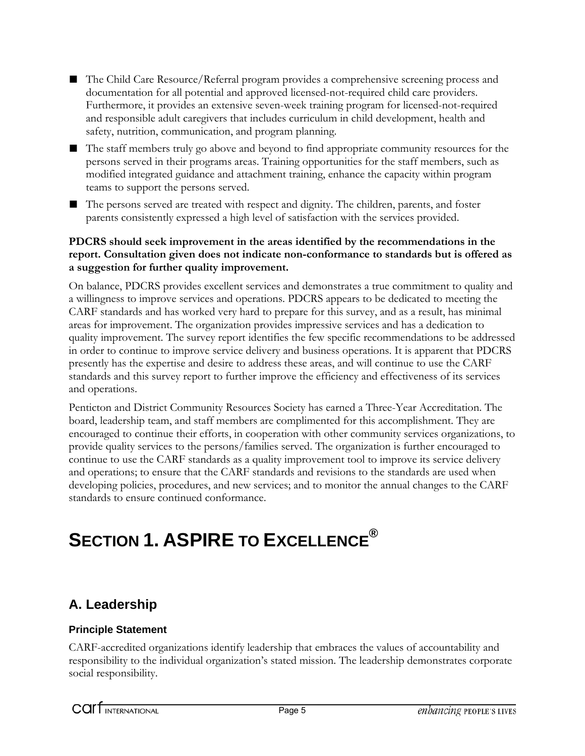- The Child Care Resource/Referral program provides a comprehensive screening process and documentation for all potential and approved licensed-not-required child care providers. Furthermore, it provides an extensive seven-week training program for licensed-not-required and responsible adult caregivers that includes curriculum in child development, health and safety, nutrition, communication, and program planning.
- The staff members truly go above and beyond to find appropriate community resources for the persons served in their programs areas. Training opportunities for the staff members, such as modified integrated guidance and attachment training, enhance the capacity within program teams to support the persons served.
- The persons served are treated with respect and dignity. The children, parents, and foster parents consistently expressed a high level of satisfaction with the services provided.

**PDCRS should seek improvement in the areas identified by the recommendations in the report. Consultation given does not indicate non-conformance to standards but is offered as a suggestion for further quality improvement.**

On balance, PDCRS provides excellent services and demonstrates a true commitment to quality and a willingness to improve services and operations. PDCRS appears to be dedicated to meeting the CARF standards and has worked very hard to prepare for this survey, and as a result, has minimal areas for improvement. The organization provides impressive services and has a dedication to quality improvement. The survey report identifies the few specific recommendations to be addressed in order to continue to improve service delivery and business operations. It is apparent that PDCRS presently has the expertise and desire to address these areas, and will continue to use the CARF standards and this survey report to further improve the efficiency and effectiveness of its services and operations.

Penticton and District Community Resources Society has earned a Three-Year Accreditation. The board, leadership team, and staff members are complimented for this accomplishment. They are encouraged to continue their efforts, in cooperation with other community services organizations, to provide quality services to the persons/families served. The organization is further encouraged to continue to use the CARF standards as a quality improvement tool to improve its service delivery and operations; to ensure that the CARF standards and revisions to the standards are used when developing policies, procedures, and new services; and to monitor the annual changes to the CARF standards to ensure continued conformance.

# SECTION 1. ASPIRE TO EXCELLENCE®

## A. Leadership

### Principle Statement

CARF-accredited organizations identify leadership that embraces the values of accountability and responsibility to the individual organization's stated mission. The leadership demonstrates corporate social responsibility.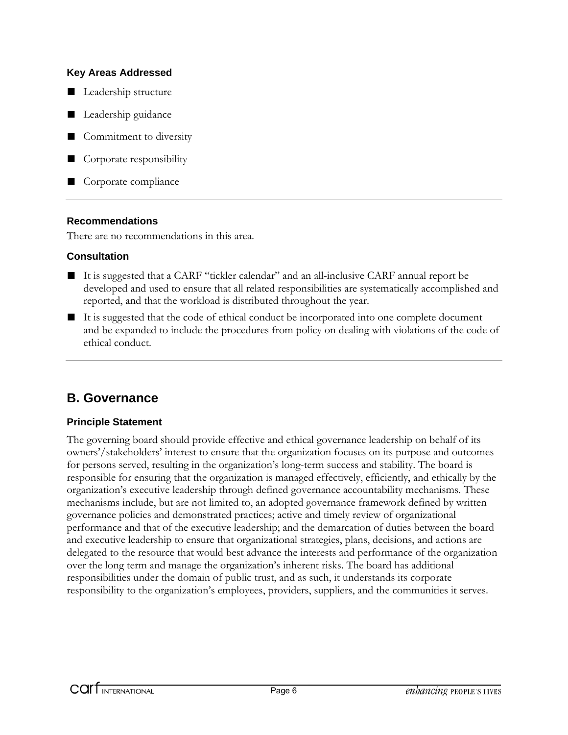#### Key Areas Addressed

- Leadership structure
- Leadership guidance
- Commitment to diversity
- Corporate responsibility
- Corporate compliance

---

#### Recommendations

There are no recommendations in this area.

#### Consultation

- It is suggested that a CARF "tickler calendar" and an all-inclusive CARF annual report be developed and used to ensure that all related responsibilities are systematically accomplished and reported, and that the workload is distributed throughout the year.
- It is suggested that the code of ethical conduct be incorporated into one complete document and be expanded to include the procedures from policy on dealing with violations of the code of ethical conduct.

---

## B. Governance

#### Principle Statement

The governing board should provide effective and ethical governance leadership on behalf of its owners'/stakeholders' interest to ensure that the organization focuses on its purpose and outcomes for persons served, resulting in the organization's long-term success and stability. The board is responsible for ensuring that the organization is managed effectively, efficiently, and ethically by the organization's executive leadership through defined governance accountability mechanisms. These mechanisms include, but are not limited to, an adopted governance framework defined by written governance policies and demonstrated practices; active and timely review of organizational performance and that of the executive leadership; and the demarcation of duties between the board and executive leadership to ensure that organizational strategies, plans, decisions, and actions are delegated to the resource that would best advance the interests and performance of the organization over the long term and manage the organization's inherent risks. The board has additional responsibilities under the domain of public trust, and as such, it understands its corporate responsibility to the organization's employees, providers, suppliers, and the communities it serves.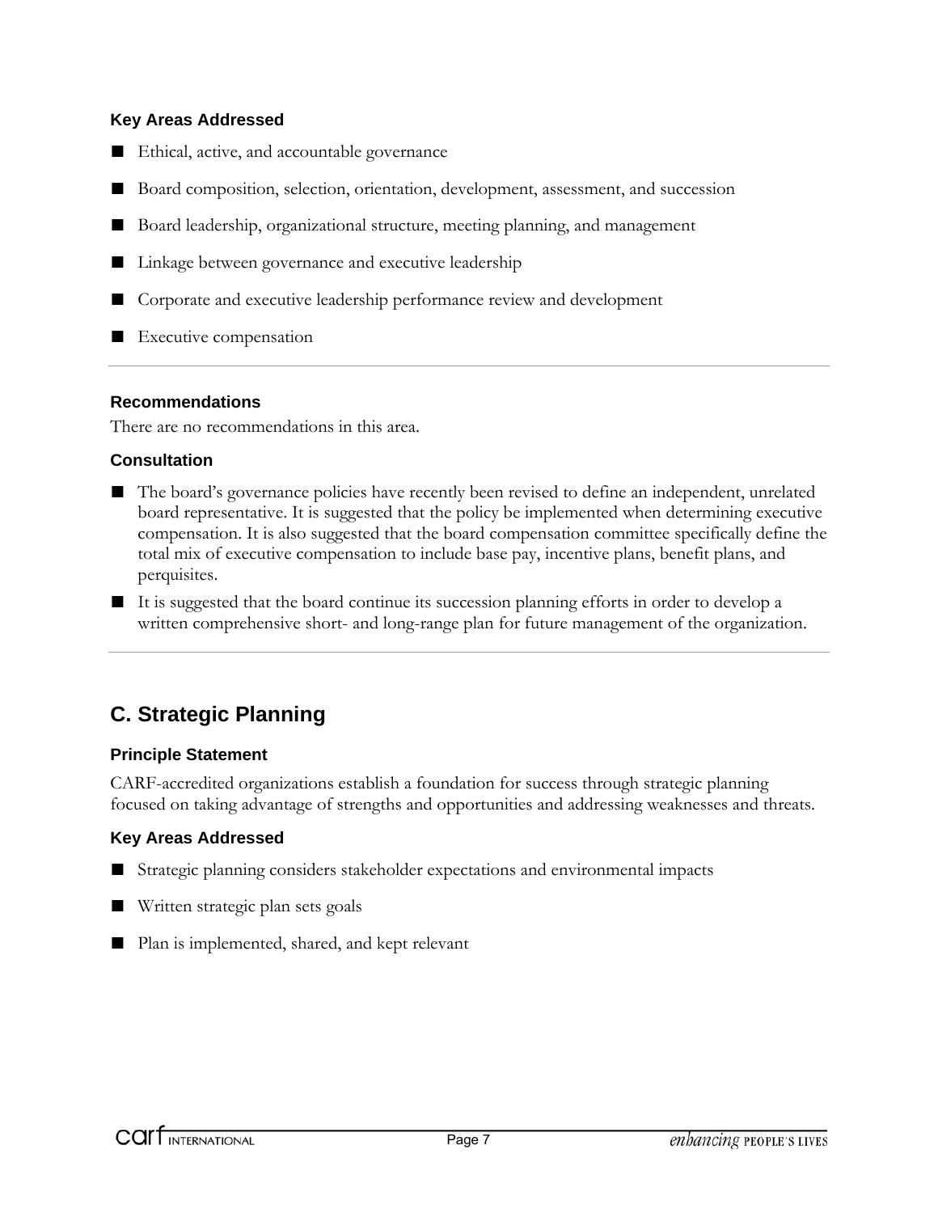### Key Areas Addressed

- Ethical, active, and accountable governance
- Board composition, selection, orientation, development, assessment, and succession
- Board leadership, organizational structure, meeting planning, and management
- Linkage between governance and executive leadership
- Corporate and executive leadership performance review and development
- Executive compensation

### Recommendations

There are no recommendations in this area.

### Consultation

- The board's governance policies have recently been revised to define an independent, unrelated board representative. It is suggested that the policy be implemented when determining executive compensation. It is also suggested that the board compensation committee specifically define the total mix of executive compensation to include base pay, incentive plans, benefit plans, and perquisites.
- It is suggested that the board continue its succession planning efforts in order to develop a written comprehensive short- and long-range plan for future management of the organization.

## C. Strategic Planning

### Principle Statement

CARF-accredited organizations establish a foundation for success through strategic planning focused on taking advantage of strengths and opportunities and addressing weaknesses and threats.

### Key Areas Addressed

- Strategic planning considers stakeholder expectations and environmental impacts
- Written strategic plan sets goals
- Plan is implemented, shared, and kept relevant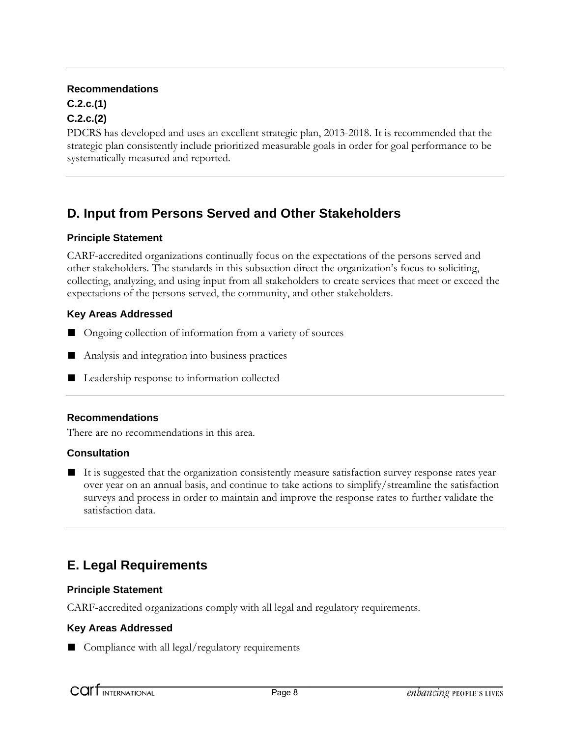**Recommendations**

**C.2.c.(1)**

**C.2.c.(2)**

PDCRS has developed and uses an excellent strategic plan, 2013-2018. It is recommended that the strategic plan consistently include prioritized measurable goals in order for goal performance to be systematically measured and reported.

## D. Input from Persons Served and Other Stakeholders

### Principle Statement

CARF-accredited organizations continually focus on the expectations of the persons served and other stakeholders. The standards in this subsection direct the organization's focus to soliciting, collecting, analyzing, and using input from all stakeholders to create services that meet or exceed the expectations of the persons served, the community, and other stakeholders.

### Key Areas Addressed

- Ongoing collection of information from a variety of sources
- Analysis and integration into business practices
- Leadership response to information collected

### Recommendations

There are no recommendations in this area.

### Consultation

- It is suggested that the organization consistently measure satisfaction survey response rates year over year on an annual basis, and continue to take actions to simplify/streamline the satisfaction surveys and process in order to maintain and improve the response rates to further validate the satisfaction data.

## E. Legal Requirements

### Principle Statement

CARF-accredited organizations comply with all legal and regulatory requirements.

### Key Areas Addressed

- Compliance with all legal/regulatory requirements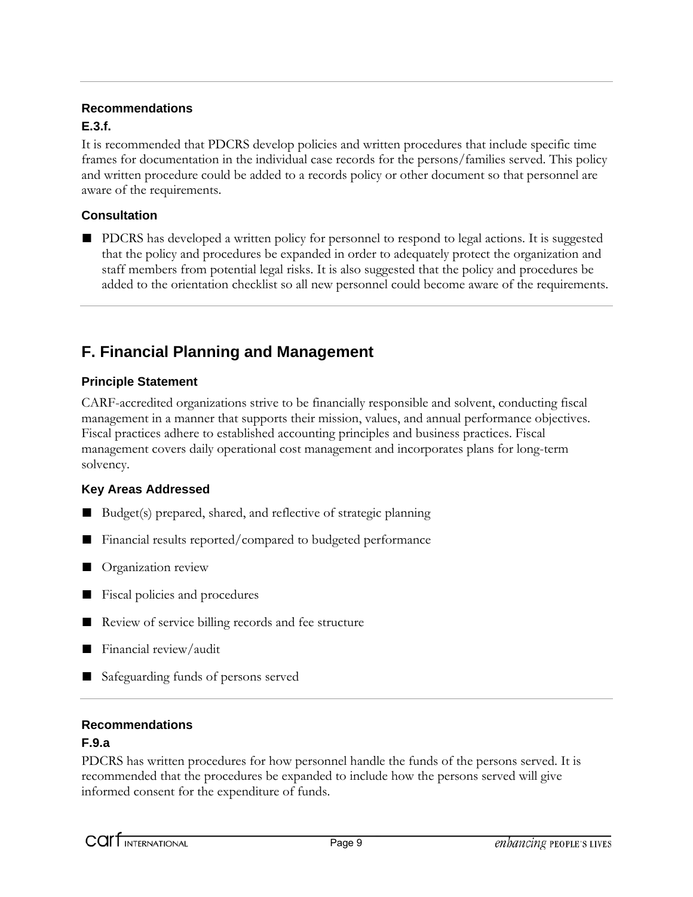### Recommendations

#### E.3.f.

It is recommended that PDCRS develop policies and written procedures that include specific time frames for documentation in the individual case records for the persons/families served. This policy and written procedure could be added to a records policy or other document so that personnel are aware of the requirements.

### Consultation

- PDCRS has developed a written policy for personnel to respond to legal actions. It is suggested that the policy and procedures be expanded in order to adequately protect the organization and staff members from potential legal risks. It is also suggested that the policy and procedures be added to the orientation checklist so all new personnel could become aware of the requirements.

---

## F. Financial Planning and Management

### Principle Statement

CARF-accredited organizations strive to be financially responsible and solvent, conducting fiscal management in a manner that supports their mission, values, and annual performance objectives. Fiscal practices adhere to established accounting principles and business practices. Fiscal management covers daily operational cost management and incorporates plans for long-term solvency.

### Key Areas Addressed

- Budget(s) prepared, shared, and reflective of strategic planning
- Financial results reported/compared to budgeted performance
- Organization review
- Fiscal policies and procedures
- Review of service billing records and fee structure
- Financial review/audit
- Safeguarding funds of persons served

---

### Recommendations

#### F.9.a

PDCRS has written procedures for how personnel handle the funds of the persons served. It is recommended that the procedures be expanded to include how the persons served will give informed consent for the expenditure of funds.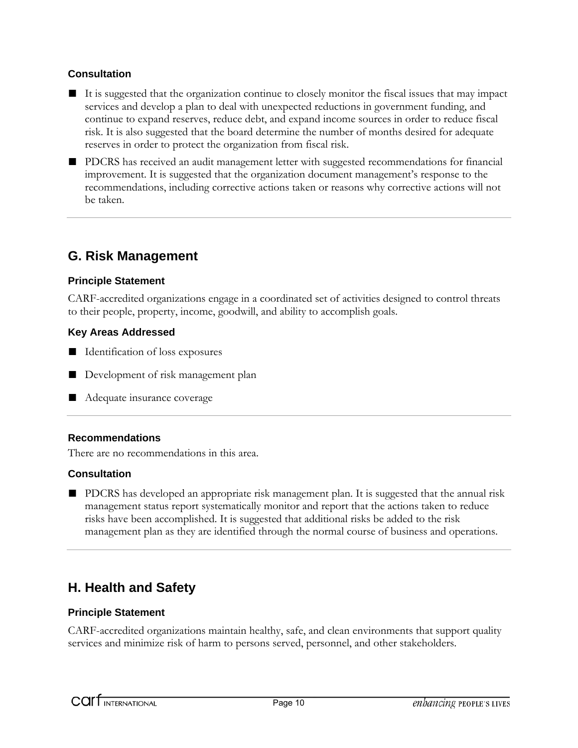### Consultation

- It is suggested that the organization continue to closely monitor the fiscal issues that may impact services and develop a plan to deal with unexpected reductions in government funding, and continue to expand reserves, reduce debt, and expand income sources in order to reduce fiscal risk. It is also suggested that the board determine the number of months desired for adequate reserves in order to protect the organization from fiscal risk.
- PDCRS has received an audit management letter with suggested recommendations for financial improvement. It is suggested that the organization document management's response to the recommendations, including corrective actions taken or reasons why corrective actions will not be taken.

---

## G. Risk Management

### Principle Statement

CARF-accredited organizations engage in a coordinated set of activities designed to control threats to their people, property, income, goodwill, and ability to accomplish goals.

### Key Areas Addressed

- Identification of loss exposures
- Development of risk management plan
- Adequate insurance coverage

---

### Recommendations

There are no recommendations in this area.

### Consultation

- PDCRS has developed an appropriate risk management plan. It is suggested that the annual risk management status report systematically monitor and report that the actions taken to reduce risks have been accomplished. It is suggested that additional risks be added to the risk management plan as they are identified through the normal course of business and operations.

---

## H. Health and Safety

### Principle Statement

CARF-accredited organizations maintain healthy, safe, and clean environments that support quality services and minimize risk of harm to persons served, personnel, and other stakeholders.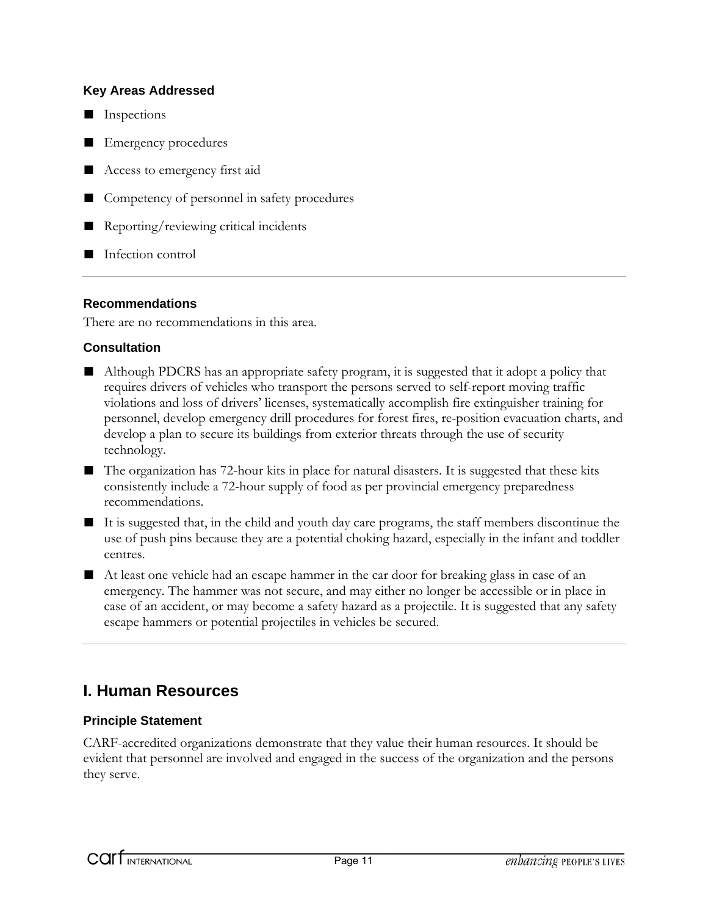#### Key Areas Addressed

- Inspections
- Emergency procedures
- Access to emergency first aid
- Competency of personnel in safety procedures
- Reporting/reviewing critical incidents
- Infection control

---

#### Recommendations

There are no recommendations in this area.

#### Consultation

- Although PDCRS has an appropriate safety program, it is suggested that it adopt a policy that requires drivers of vehicles who transport the persons served to self-report moving traffic violations and loss of drivers' licenses, systematically accomplish fire extinguisher training for personnel, develop emergency drill procedures for forest fires, re-position evacuation charts, and develop a plan to secure its buildings from exterior threats through the use of security technology.
- The organization has 72-hour kits in place for natural disasters. It is suggested that these kits consistently include a 72-hour supply of food as per provincial emergency preparedness recommendations.
- It is suggested that, in the child and youth day care programs, the staff members discontinue the use of push pins because they are a potential choking hazard, especially in the infant and toddler centres.
- At least one vehicle had an escape hammer in the car door for breaking glass in case of an emergency. The hammer was not secure, and may either no longer be accessible or in place in case of an accident, or may become a safety hazard as a projectile. It is suggested that any safety escape hammers or potential projectiles in vehicles be secured.

---

## I. Human Resources

#### Principle Statement

CARF-accredited organizations demonstrate that they value their human resources. It should be evident that personnel are involved and engaged in the success of the organization and the persons they serve.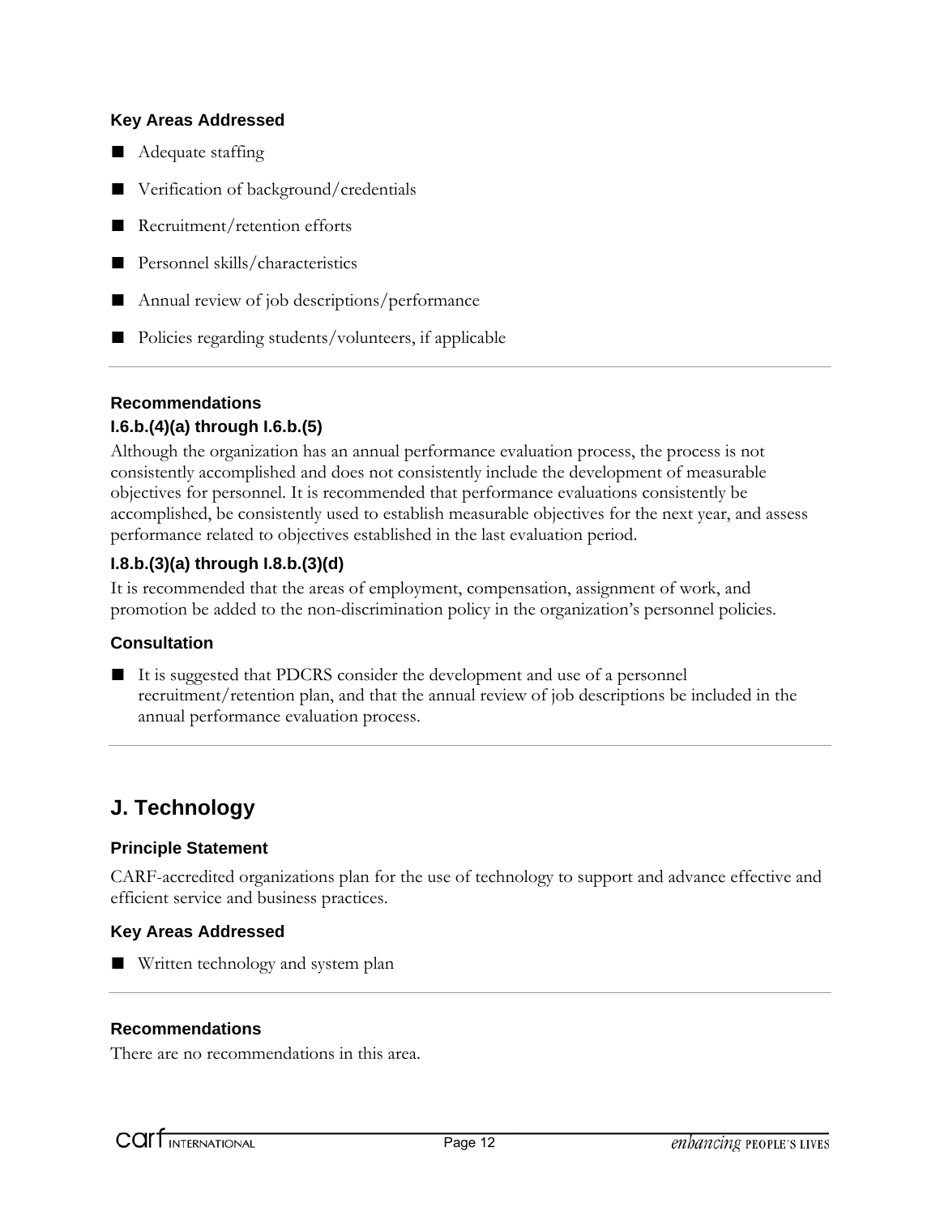### Key Areas Addressed

- Adequate staffing
- Verification of background/credentials
- Recruitment/retention efforts
- Personnel skills/characteristics
- Annual review of job descriptions/performance
- Policies regarding students/volunteers, if applicable

---

### Recommendations

**I.6.b.(4)(a) through I.6.b.(5)**

Although the organization has an annual performance evaluation process, the process is not consistently accomplished and does not consistently include the development of measurable objectives for personnel. It is recommended that performance evaluations consistently be accomplished, be consistently used to establish measurable objectives for the next year, and assess performance related to objectives established in the last evaluation period.

**I.8.b.(3)(a) through I.8.b.(3)(d)**

It is recommended that the areas of employment, compensation, assignment of work, and promotion be added to the non-discrimination policy in the organization's personnel policies.

### Consultation

- It is suggested that PDCRS consider the development and use of a personnel recruitment/retention plan, and that the annual review of job descriptions be included in the annual performance evaluation process.

---

## J. Technology

### Principle Statement

CARF-accredited organizations plan for the use of technology to support and advance effective and efficient service and business practices.

### Key Areas Addressed

- Written technology and system plan

---

### Recommendations

There are no recommendations in this area.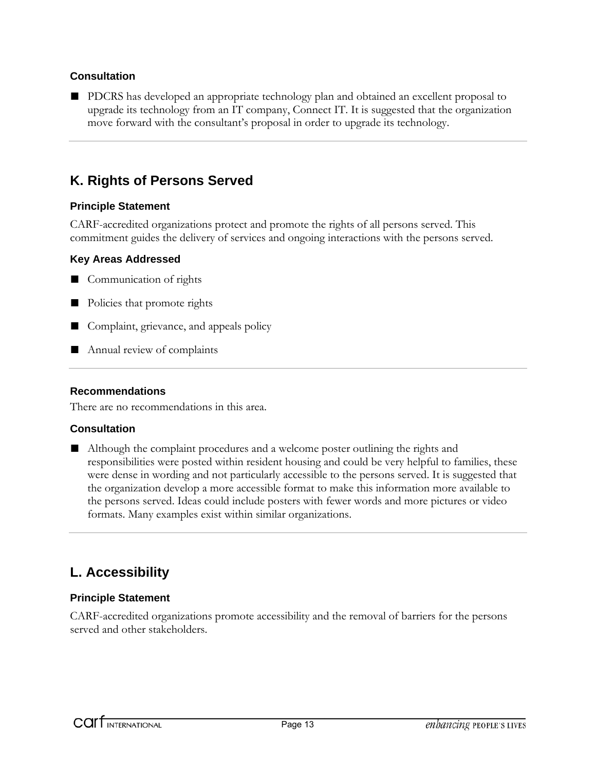### Consultation

- PDCRS has developed an appropriate technology plan and obtained an excellent proposal to upgrade its technology from an IT company, Connect IT. It is suggested that the organization move forward with the consultant's proposal in order to upgrade its technology.

---

## K. Rights of Persons Served

### Principle Statement

CARF-accredited organizations protect and promote the rights of all persons served. This commitment guides the delivery of services and ongoing interactions with the persons served.

### Key Areas Addressed

- Communication of rights
- Policies that promote rights
- Complaint, grievance, and appeals policy
- Annual review of complaints

---

### Recommendations

There are no recommendations in this area.

### Consultation

- Although the complaint procedures and a welcome poster outlining the rights and responsibilities were posted within resident housing and could be very helpful to families, these were dense in wording and not particularly accessible to the persons served. It is suggested that the organization develop a more accessible format to make this information more available to the persons served. Ideas could include posters with fewer words and more pictures or video formats. Many examples exist within similar organizations.

---

## L. Accessibility

### Principle Statement

CARF-accredited organizations promote accessibility and the removal of barriers for the persons served and other stakeholders.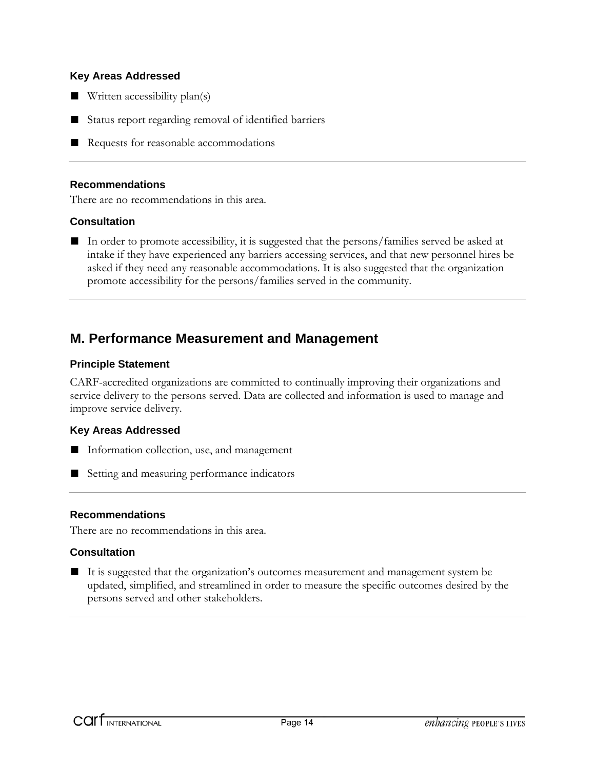### Key Areas Addressed

- Written accessibility plan(s)
- Status report regarding removal of identified barriers
- Requests for reasonable accommodations

### Recommendations

There are no recommendations in this area.

### Consultation

- In order to promote accessibility, it is suggested that the persons/families served be asked at intake if they have experienced any barriers accessing services, and that new personnel hires be asked if they need any reasonable accommodations. It is also suggested that the organization promote accessibility for the persons/families served in the community.

## M. Performance Measurement and Management

### Principle Statement

CARF-accredited organizations are committed to continually improving their organizations and service delivery to the persons served. Data are collected and information is used to manage and improve service delivery.

### Key Areas Addressed

- Information collection, use, and management
- Setting and measuring performance indicators

### Recommendations

There are no recommendations in this area.

### Consultation

- It is suggested that the organization's outcomes measurement and management system be updated, simplified, and streamlined in order to measure the specific outcomes desired by the persons served and other stakeholders.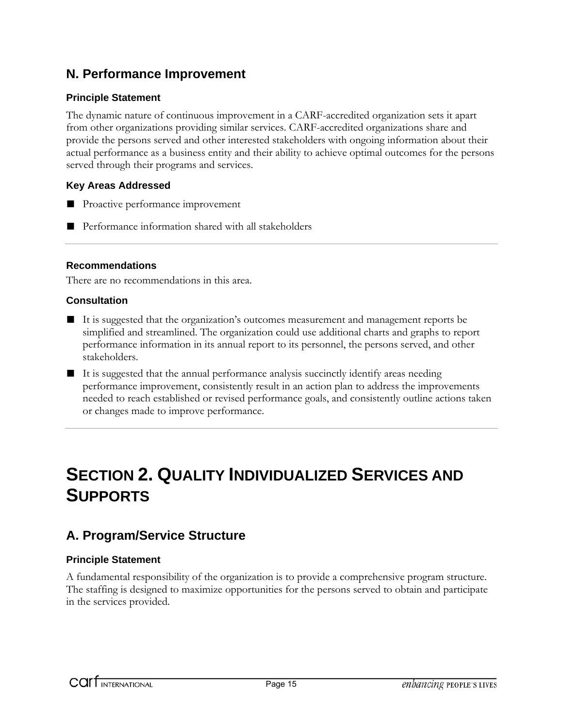## N. Performance Improvement

### Principle Statement

The dynamic nature of continuous improvement in a CARF-accredited organization sets it apart from other organizations providing similar services. CARF-accredited organizations share and provide the persons served and other interested stakeholders with ongoing information about their actual performance as a business entity and their ability to achieve optimal outcomes for the persons served through their programs and services.

### Key Areas Addressed

- Proactive performance improvement
- Performance information shared with all stakeholders

---

### Recommendations

There are no recommendations in this area.

### Consultation

- It is suggested that the organization's outcomes measurement and management reports be simplified and streamlined. The organization could use additional charts and graphs to report performance information in its annual report to its personnel, the persons served, and other stakeholders.
- It is suggested that the annual performance analysis succinctly identify areas needing performance improvement, consistently result in an action plan to address the improvements needed to reach established or revised performance goals, and consistently outline actions taken or changes made to improve performance.

---

# SECTION 2. QUALITY INDIVIDUALIZED SERVICES AND SUPPORTS

## A. Program/Service Structure

### Principle Statement

A fundamental responsibility of the organization is to provide a comprehensive program structure. The staffing is designed to maximize opportunities for the persons served to obtain and participate in the services provided.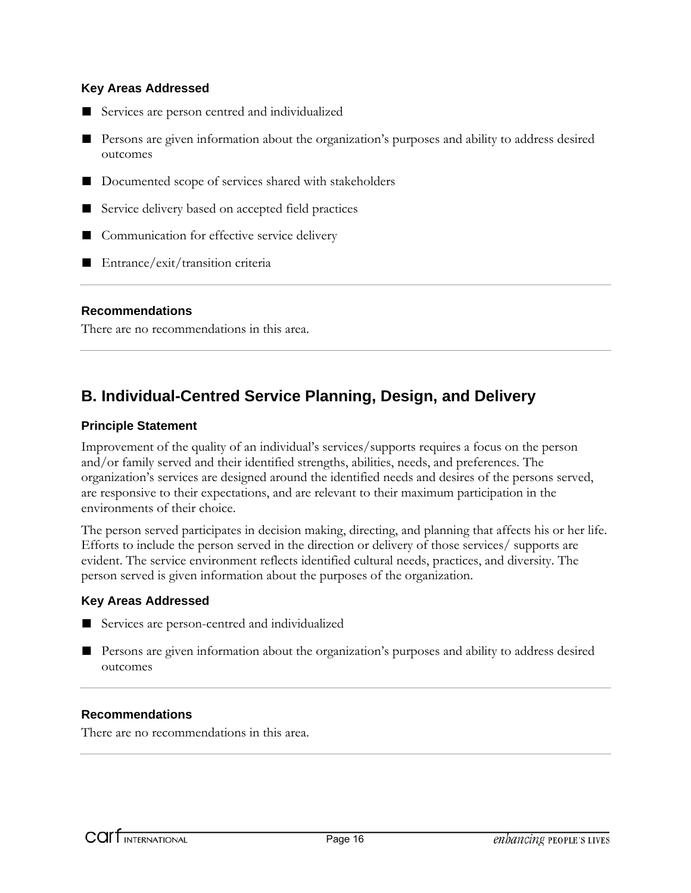#### Key Areas Addressed

- Services are person centred and individualized
- Persons are given information about the organization's purposes and ability to address desired outcomes
- Documented scope of services shared with stakeholders
- Service delivery based on accepted field practices
- Communication for effective service delivery
- Entrance/exit/transition criteria

---

#### Recommendations

There are no recommendations in this area.

---

## B. Individual-Centred Service Planning, Design, and Delivery

#### Principle Statement

Improvement of the quality of an individual's services/supports requires a focus on the person and/or family served and their identified strengths, abilities, needs, and preferences. The organization's services are designed around the identified needs and desires of the persons served, are responsive to their expectations, and are relevant to their maximum participation in the environments of their choice.

The person served participates in decision making, directing, and planning that affects his or her life. Efforts to include the person served in the direction or delivery of those services/ supports are evident. The service environment reflects identified cultural needs, practices, and diversity. The person served is given information about the purposes of the organization.

#### Key Areas Addressed

- Services are person-centred and individualized
- Persons are given information about the organization's purposes and ability to address desired outcomes

---

#### Recommendations

There are no recommendations in this area.

---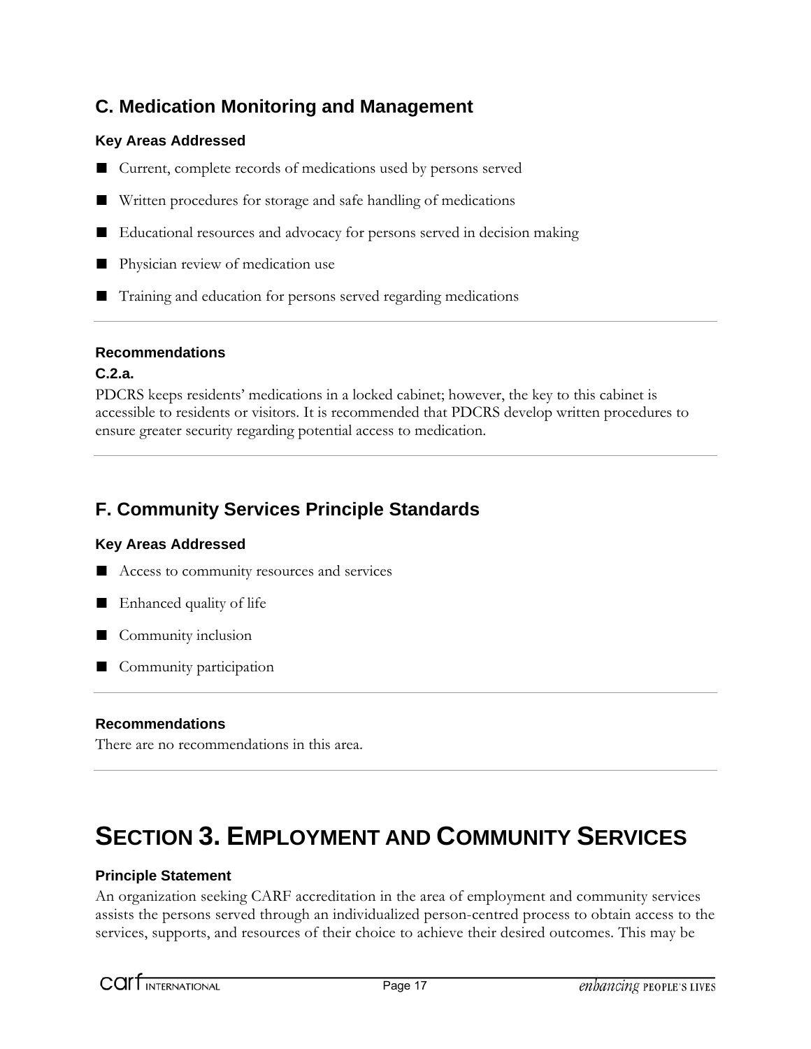## C. Medication Monitoring and Management

### Key Areas Addressed

- Current, complete records of medications used by persons served
- Written procedures for storage and safe handling of medications
- Educational resources and advocacy for persons served in decision making
- Physician review of medication use
- Training and education for persons served regarding medications

### Recommendations

**C.2.a.**

PDCRS keeps residents' medications in a locked cabinet; however, the key to this cabinet is accessible to residents or visitors. It is recommended that PDCRS develop written procedures to ensure greater security regarding potential access to medication.

## F. Community Services Principle Standards

### Key Areas Addressed

- Access to community resources and services
- Enhanced quality of life
- Community inclusion
- Community participation

### Recommendations

There are no recommendations in this area.

# SECTION 3. EMPLOYMENT AND COMMUNITY SERVICES

### Principle Statement

An organization seeking CARF accreditation in the area of employment and community services assists the persons served through an individualized person-centred process to obtain access to the services, supports, and resources of their choice to achieve their desired outcomes. This may be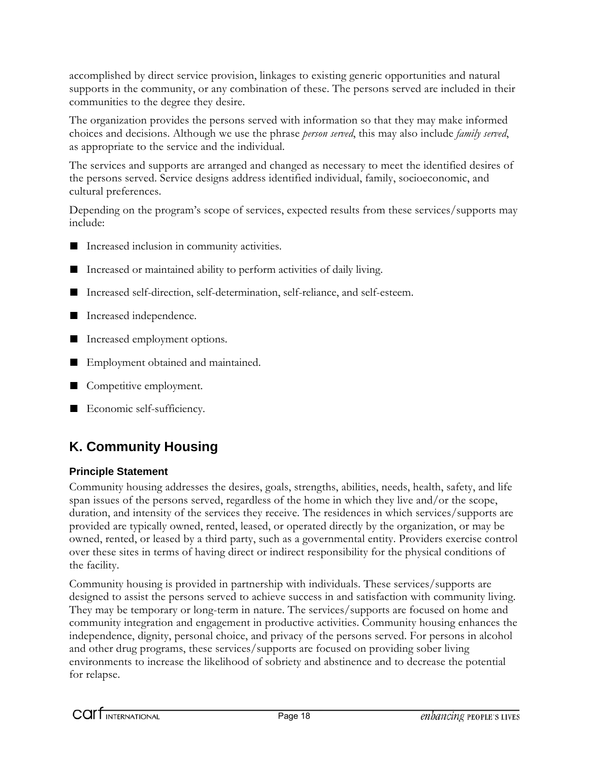accomplished by direct service provision, linkages to existing generic opportunities and natural supports in the community, or any combination of these. The persons served are included in their communities to the degree they desire.

The organization provides the persons served with information so that they may make informed choices and decisions. Although we use the phrase *person served*, this may also include *family served*, as appropriate to the service and the individual.

The services and supports are arranged and changed as necessary to meet the identified desires of the persons served. Service designs address identified individual, family, socioeconomic, and cultural preferences.

Depending on the program's scope of services, expected results from these services/supports may include:

- Increased inclusion in community activities.
- Increased or maintained ability to perform activities of daily living.
- Increased self-direction, self-determination, self-reliance, and self-esteem.
- Increased independence.
- Increased employment options.
- Employment obtained and maintained.
- Competitive employment.
- Economic self-sufficiency.

## K. Community Housing

### Principle Statement

Community housing addresses the desires, goals, strengths, abilities, needs, health, safety, and life span issues of the persons served, regardless of the home in which they live and/or the scope, duration, and intensity of the services they receive. The residences in which services/supports are provided are typically owned, rented, leased, or operated directly by the organization, or may be owned, rented, or leased by a third party, such as a governmental entity. Providers exercise control over these sites in terms of having direct or indirect responsibility for the physical conditions of the facility.

Community housing is provided in partnership with individuals. These services/supports are designed to assist the persons served to achieve success in and satisfaction with community living. They may be temporary or long-term in nature. The services/supports are focused on home and community integration and engagement in productive activities. Community housing enhances the independence, dignity, personal choice, and privacy of the persons served. For persons in alcohol and other drug programs, these services/supports are focused on providing sober living environments to increase the likelihood of sobriety and abstinence and to decrease the potential for relapse.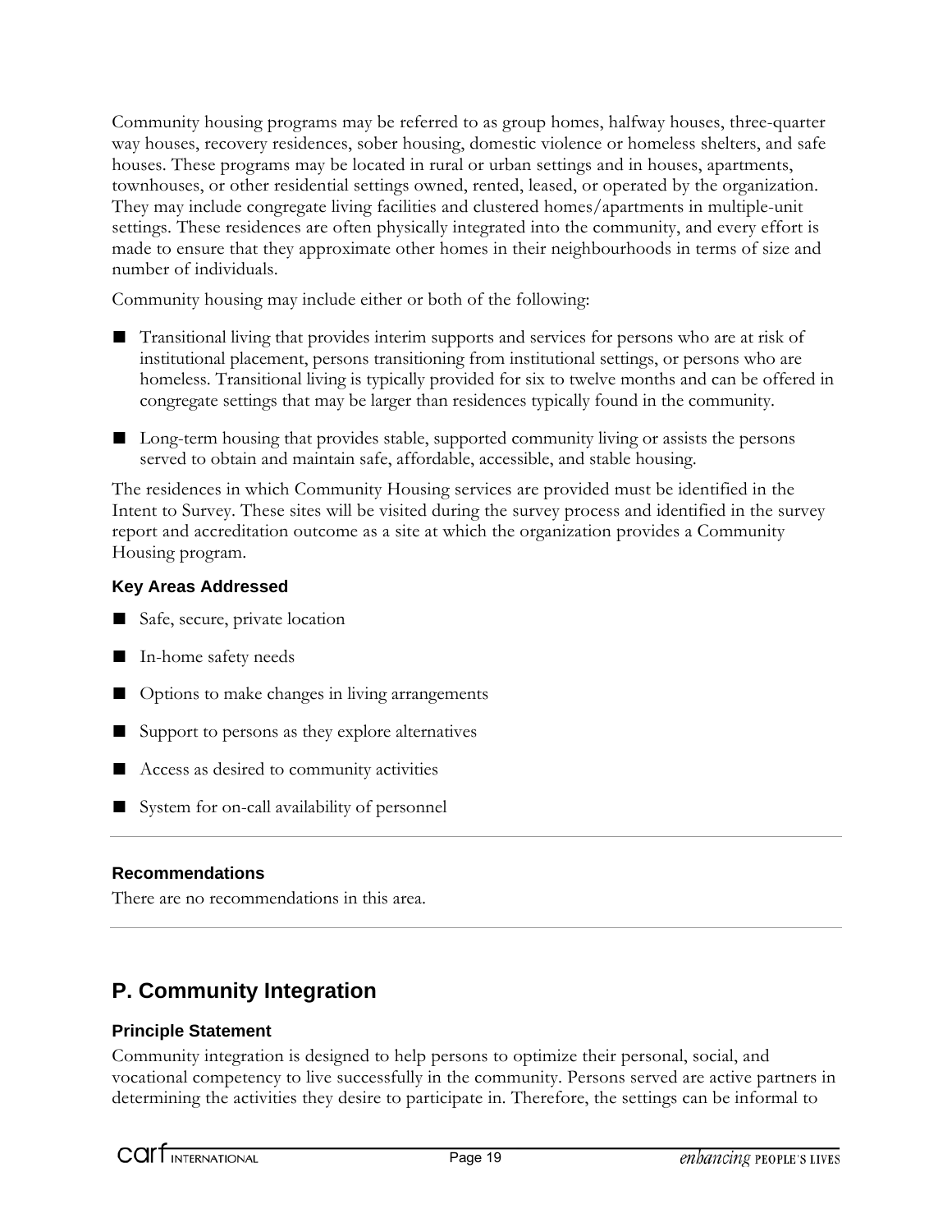Community housing programs may be referred to as group homes, halfway houses, three-quarter way houses, recovery residences, sober housing, domestic violence or homeless shelters, and safe houses. These programs may be located in rural or urban settings and in houses, apartments, townhouses, or other residential settings owned, rented, leased, or operated by the organization. They may include congregate living facilities and clustered homes/apartments in multiple-unit settings. These residences are often physically integrated into the community, and every effort is made to ensure that they approximate other homes in their neighbourhoods in terms of size and number of individuals.

Community housing may include either or both of the following:

- Transitional living that provides interim supports and services for persons who are at risk of institutional placement, persons transitioning from institutional settings, or persons who are homeless. Transitional living is typically provided for six to twelve months and can be offered in congregate settings that may be larger than residences typically found in the community.
- Long-term housing that provides stable, supported community living or assists the persons served to obtain and maintain safe, affordable, accessible, and stable housing.

The residences in which Community Housing services are provided must be identified in the Intent to Survey. These sites will be visited during the survey process and identified in the survey report and accreditation outcome as a site at which the organization provides a Community Housing program.

### Key Areas Addressed

- Safe, secure, private location
- In-home safety needs
- Options to make changes in living arrangements
- Support to persons as they explore alternatives
- Access as desired to community activities
- System for on-call availability of personnel

---

### Recommendations

There are no recommendations in this area.

---

## P. Community Integration

### Principle Statement

Community integration is designed to help persons to optimize their personal, social, and vocational competency to live successfully in the community. Persons served are active partners in determining the activities they desire to participate in. Therefore, the settings can be informal to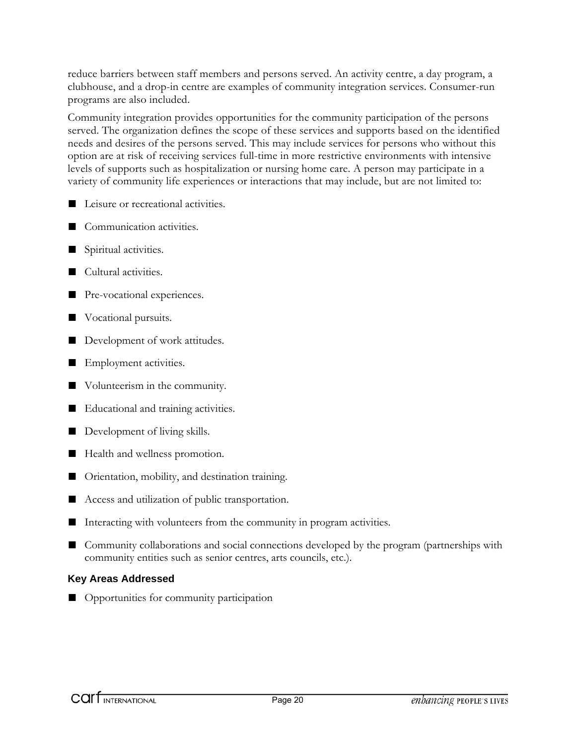reduce barriers between staff members and persons served. An activity centre, a day program, a clubhouse, and a drop-in centre are examples of community integration services. Consumer-run programs are also included.

Community integration provides opportunities for the community participation of the persons served. The organization defines the scope of these services and supports based on the identified needs and desires of the persons served. This may include services for persons who without this option are at risk of receiving services full-time in more restrictive environments with intensive levels of supports such as hospitalization or nursing home care. A person may participate in a variety of community life experiences or interactions that may include, but are not limited to:

- Leisure or recreational activities.
- Communication activities.
- Spiritual activities.
- Cultural activities.
- Pre-vocational experiences.
- Vocational pursuits.
- Development of work attitudes.
- Employment activities.
- Volunteerism in the community.
- Educational and training activities.
- Development of living skills.
- Health and wellness promotion.
- Orientation, mobility, and destination training.
- Access and utilization of public transportation.
- Interacting with volunteers from the community in program activities.
- Community collaborations and social connections developed by the program (partnerships with community entities such as senior centres, arts councils, etc.).

### Key Areas Addressed

- Opportunities for community participation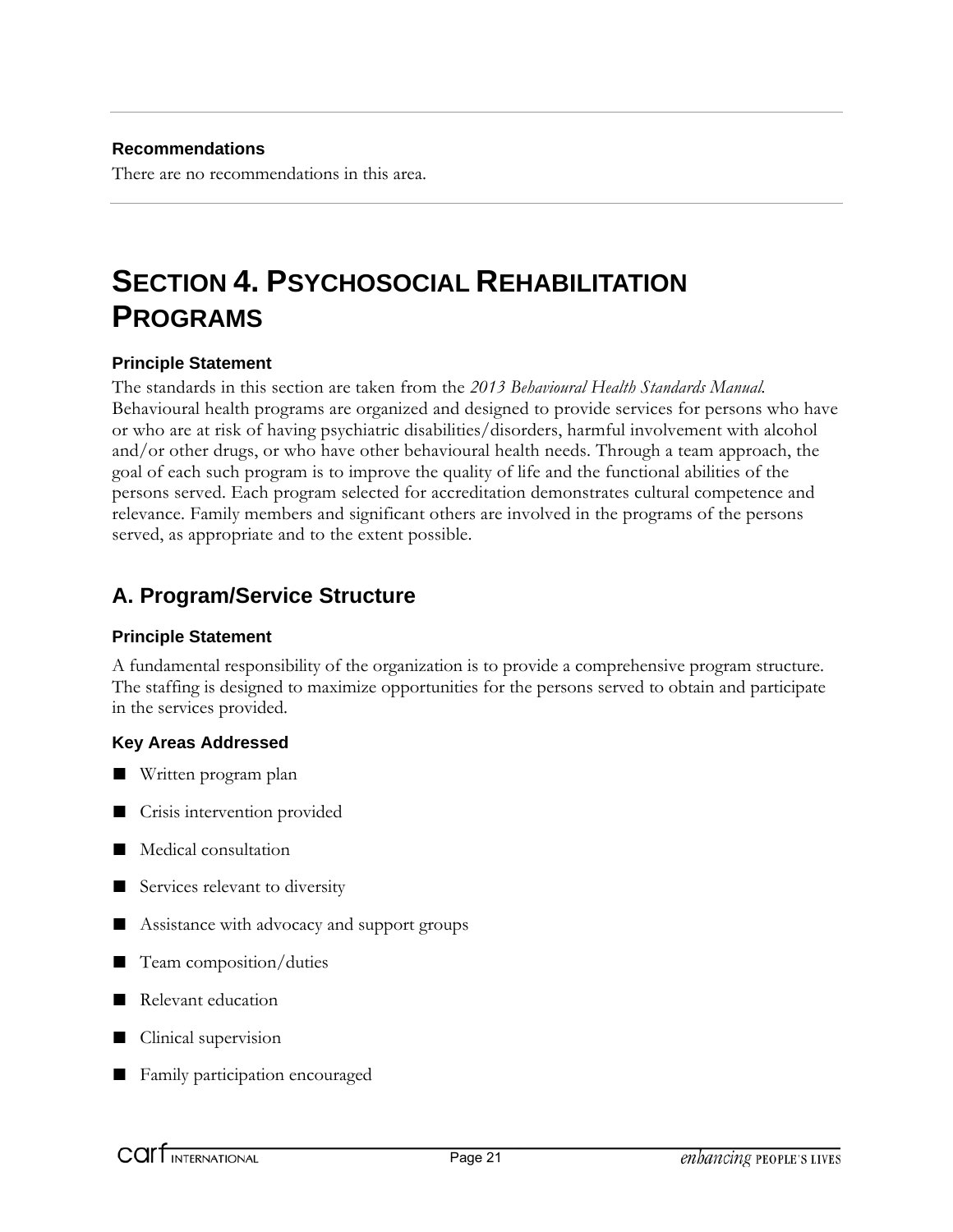**Recommendations**

There are no recommendations in this area.

# SECTION 4. PSYCHOSOCIAL REHABILITATION PROGRAMS

**Principle Statement**

The standards in this section are taken from the *2013 Behavioural Health Standards Manual*. Behavioural health programs are organized and designed to provide services for persons who have or who are at risk of having psychiatric disabilities/disorders, harmful involvement with alcohol and/or other drugs, or who have other behavioural health needs. Through a team approach, the goal of each such program is to improve the quality of life and the functional abilities of the persons served. Each program selected for accreditation demonstrates cultural competence and relevance. Family members and significant others are involved in the programs of the persons served, as appropriate and to the extent possible.

## A. Program/Service Structure

**Principle Statement**

A fundamental responsibility of the organization is to provide a comprehensive program structure. The staffing is designed to maximize opportunities for the persons served to obtain and participate in the services provided.

**Key Areas Addressed**

- Written program plan
- Crisis intervention provided
- Medical consultation
- Services relevant to diversity
- Assistance with advocacy and support groups
- Team composition/duties
- Relevant education
- Clinical supervision
- Family participation encouraged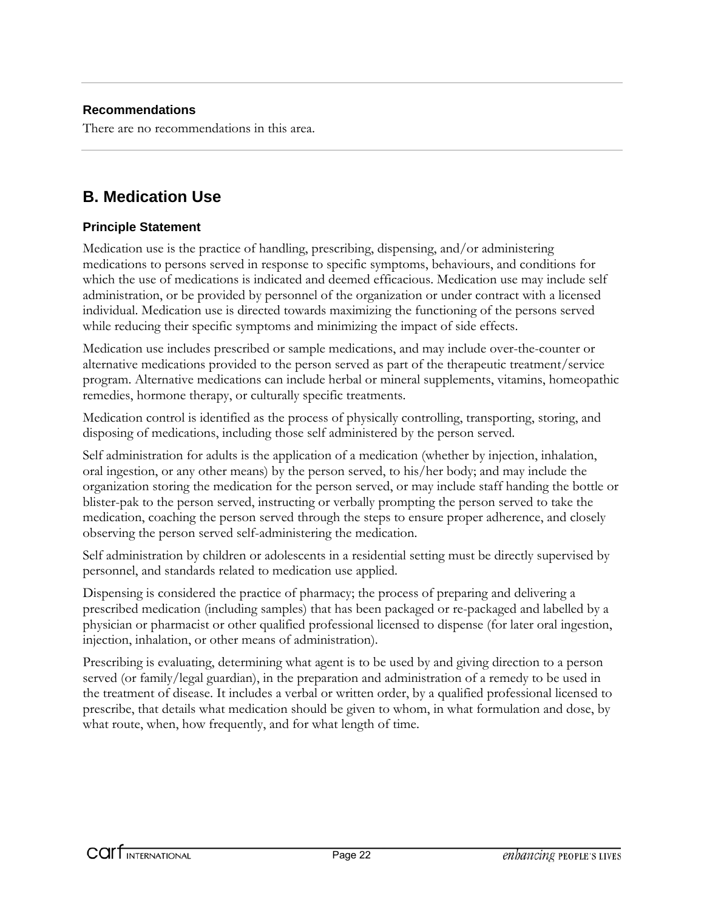### Recommendations

There are no recommendations in this area.

## B. Medication Use

### Principle Statement

Medication use is the practice of handling, prescribing, dispensing, and/or administering medications to persons served in response to specific symptoms, behaviours, and conditions for which the use of medications is indicated and deemed efficacious. Medication use may include self administration, or be provided by personnel of the organization or under contract with a licensed individual. Medication use is directed towards maximizing the functioning of the persons served while reducing their specific symptoms and minimizing the impact of side effects.

Medication use includes prescribed or sample medications, and may include over-the-counter or alternative medications provided to the person served as part of the therapeutic treatment/service program. Alternative medications can include herbal or mineral supplements, vitamins, homeopathic remedies, hormone therapy, or culturally specific treatments.

Medication control is identified as the process of physically controlling, transporting, storing, and disposing of medications, including those self administered by the person served.

Self administration for adults is the application of a medication (whether by injection, inhalation, oral ingestion, or any other means) by the person served, to his/her body; and may include the organization storing the medication for the person served, or may include staff handing the bottle or blister-pak to the person served, instructing or verbally prompting the person served to take the medication, coaching the person served through the steps to ensure proper adherence, and closely observing the person served self-administering the medication.

Self administration by children or adolescents in a residential setting must be directly supervised by personnel, and standards related to medication use applied.

Dispensing is considered the practice of pharmacy; the process of preparing and delivering a prescribed medication (including samples) that has been packaged or re-packaged and labelled by a physician or pharmacist or other qualified professional licensed to dispense (for later oral ingestion, injection, inhalation, or other means of administration).

Prescribing is evaluating, determining what agent is to be used by and giving direction to a person served (or family/legal guardian), in the preparation and administration of a remedy to be used in the treatment of disease. It includes a verbal or written order, by a qualified professional licensed to prescribe, that details what medication should be given to whom, in what formulation and dose, by what route, when, how frequently, and for what length of time.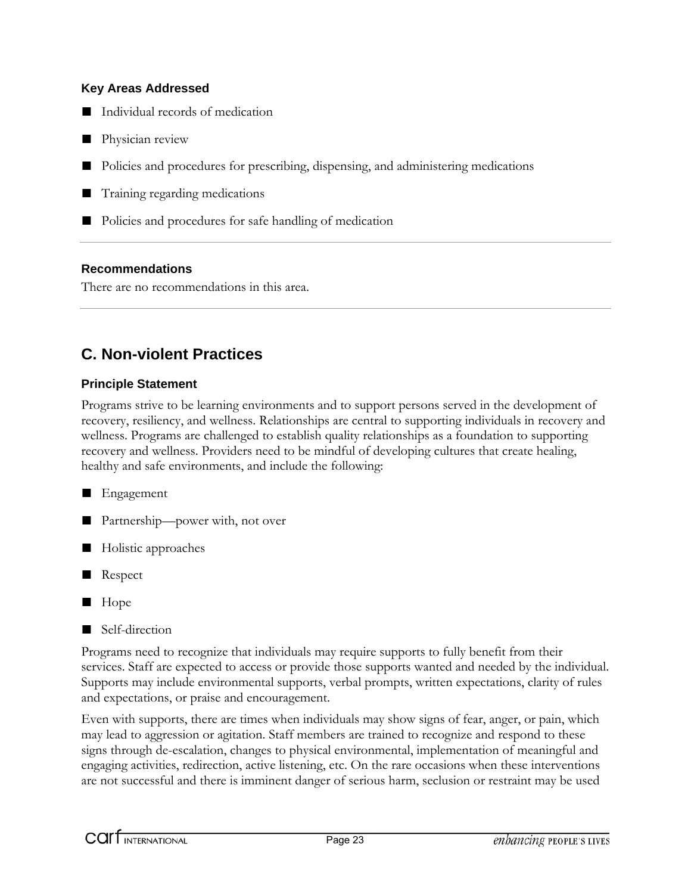#### Key Areas Addressed

- Individual records of medication
- Physician review
- Policies and procedures for prescribing, dispensing, and administering medications
- Training regarding medications
- Policies and procedures for safe handling of medication

---

#### Recommendations

There are no recommendations in this area.

---

## C. Non-violent Practices

#### Principle Statement

Programs strive to be learning environments and to support persons served in the development of recovery, resiliency, and wellness. Relationships are central to supporting individuals in recovery and wellness. Programs are challenged to establish quality relationships as a foundation to supporting recovery and wellness. Providers need to be mindful of developing cultures that create healing, healthy and safe environments, and include the following:

- Engagement
- Partnership—power with, not over
- Holistic approaches
- Respect
- Hope
- Self-direction

Programs need to recognize that individuals may require supports to fully benefit from their services. Staff are expected to access or provide those supports wanted and needed by the individual. Supports may include environmental supports, verbal prompts, written expectations, clarity of rules and expectations, or praise and encouragement.

Even with supports, there are times when individuals may show signs of fear, anger, or pain, which may lead to aggression or agitation. Staff members are trained to recognize and respond to these signs through de-escalation, changes to physical environmental, implementation of meaningful and engaging activities, redirection, active listening, etc. On the rare occasions when these interventions are not successful and there is imminent danger of serious harm, seclusion or restraint may be used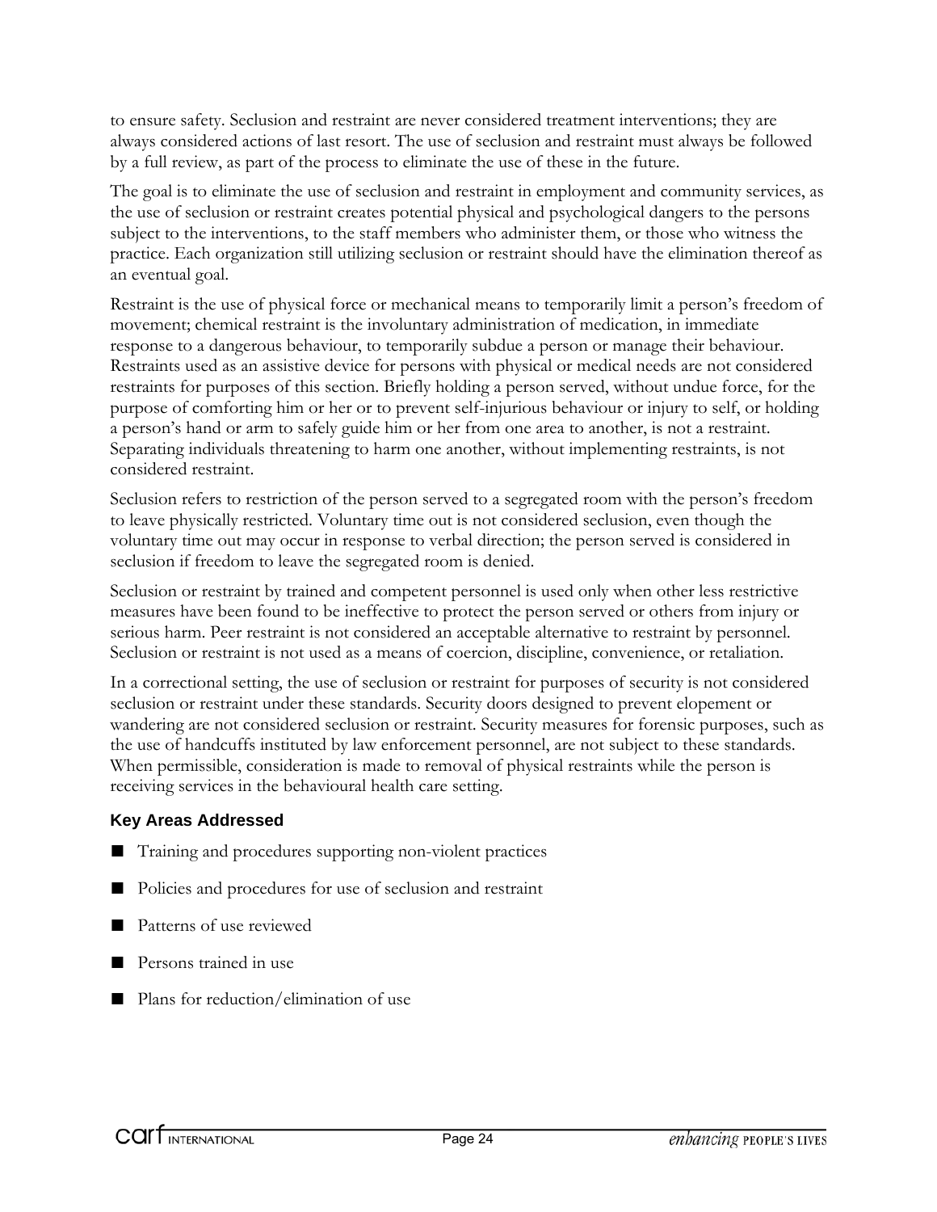to ensure safety. Seclusion and restraint are never considered treatment interventions; they are always considered actions of last resort. The use of seclusion and restraint must always be followed by a full review, as part of the process to eliminate the use of these in the future.

The goal is to eliminate the use of seclusion and restraint in employment and community services, as the use of seclusion or restraint creates potential physical and psychological dangers to the persons subject to the interventions, to the staff members who administer them, or those who witness the practice. Each organization still utilizing seclusion or restraint should have the elimination thereof as an eventual goal.

Restraint is the use of physical force or mechanical means to temporarily limit a person's freedom of movement; chemical restraint is the involuntary administration of medication, in immediate response to a dangerous behaviour, to temporarily subdue a person or manage their behaviour. Restraints used as an assistive device for persons with physical or medical needs are not considered restraints for purposes of this section. Briefly holding a person served, without undue force, for the purpose of comforting him or her or to prevent self-injurious behaviour or injury to self, or holding a person's hand or arm to safely guide him or her from one area to another, is not a restraint. Separating individuals threatening to harm one another, without implementing restraints, is not considered restraint.

Seclusion refers to restriction of the person served to a segregated room with the person's freedom to leave physically restricted. Voluntary time out is not considered seclusion, even though the voluntary time out may occur in response to verbal direction; the person served is considered in seclusion if freedom to leave the segregated room is denied.

Seclusion or restraint by trained and competent personnel is used only when other less restrictive measures have been found to be ineffective to protect the person served or others from injury or serious harm. Peer restraint is not considered an acceptable alternative to restraint by personnel. Seclusion or restraint is not used as a means of coercion, discipline, convenience, or retaliation.

In a correctional setting, the use of seclusion or restraint for purposes of security is not considered seclusion or restraint under these standards. Security doors designed to prevent elopement or wandering are not considered seclusion or restraint. Security measures for forensic purposes, such as the use of handcuffs instituted by law enforcement personnel, are not subject to these standards. When permissible, consideration is made to removal of physical restraints while the person is receiving services in the behavioural health care setting.

### Key Areas Addressed

- Training and procedures supporting non-violent practices
- Policies and procedures for use of seclusion and restraint
- Patterns of use reviewed
- Persons trained in use
- Plans for reduction/elimination of use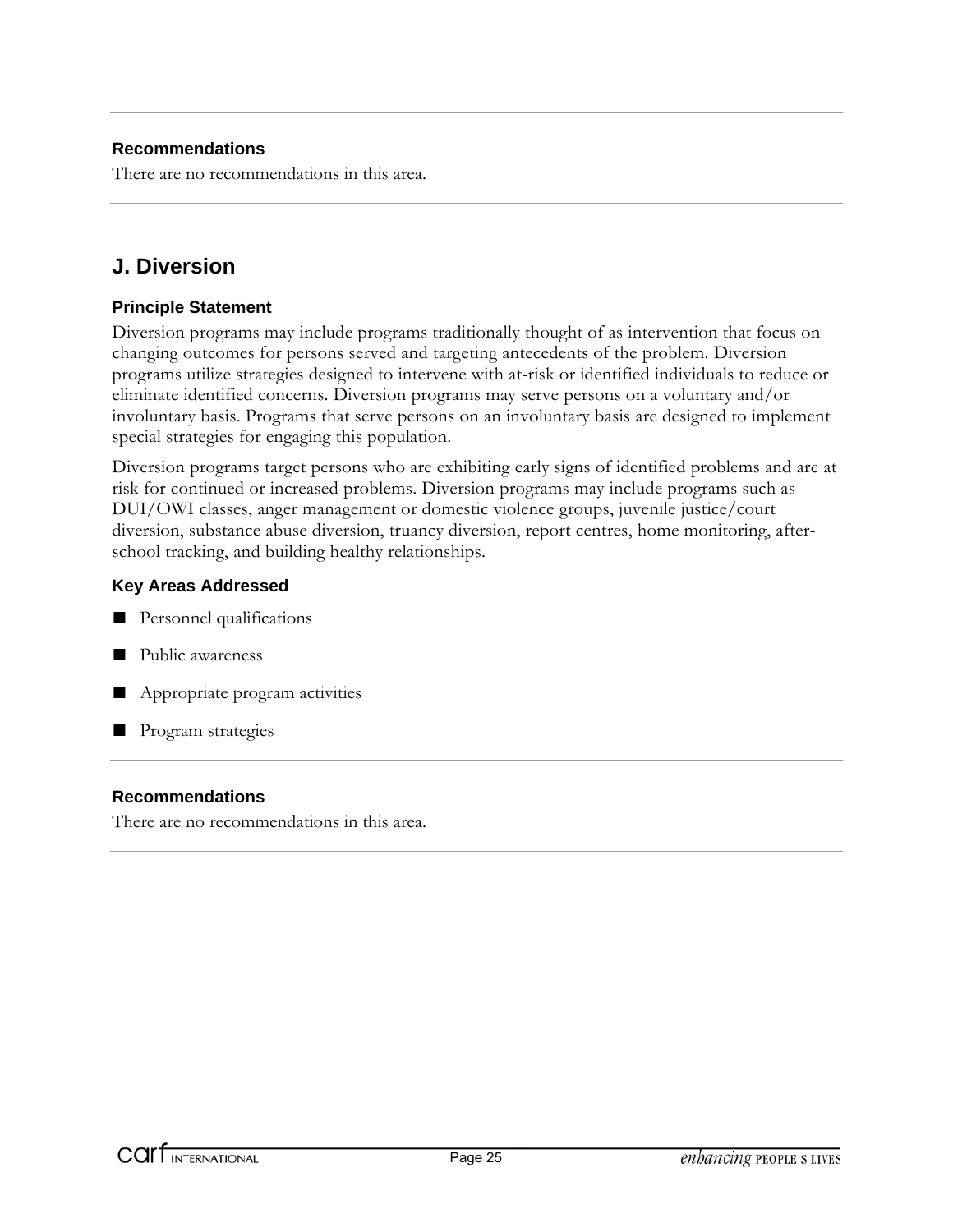### Recommendations

There are no recommendations in this area.

## J. Diversion

### Principle Statement

Diversion programs may include programs traditionally thought of as intervention that focus on changing outcomes for persons served and targeting antecedents of the problem. Diversion programs utilize strategies designed to intervene with at-risk or identified individuals to reduce or eliminate identified concerns. Diversion programs may serve persons on a voluntary and/or involuntary basis. Programs that serve persons on an involuntary basis are designed to implement special strategies for engaging this population.

Diversion programs target persons who are exhibiting early signs of identified problems and are at risk for continued or increased problems. Diversion programs may include programs such as DUI/OWI classes, anger management or domestic violence groups, juvenile justice/court diversion, substance abuse diversion, truancy diversion, report centres, home monitoring, after-school tracking, and building healthy relationships.

### Key Areas Addressed

- Personnel qualifications
- Public awareness
- Appropriate program activities
- Program strategies

### Recommendations

There are no recommendations in this area.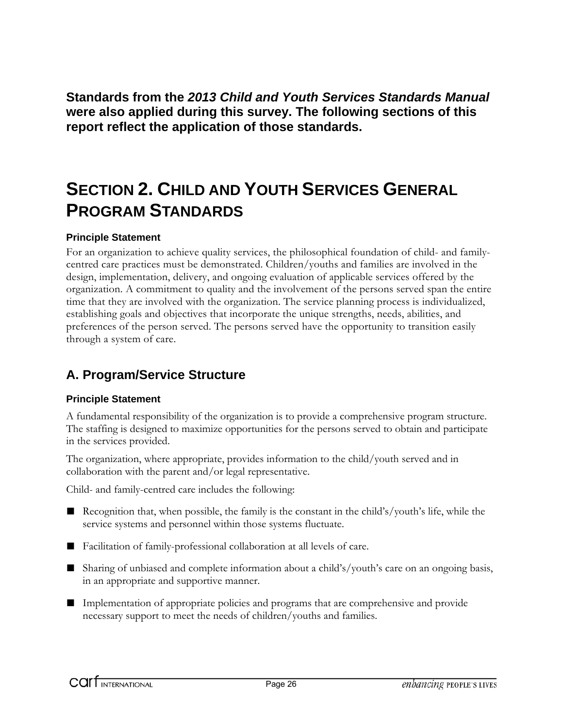**Standards from the *2013 Child and Youth Services Standards Manual* were also applied during this survey. The following sections of this report reflect the application of those standards.**

# SECTION 2. CHILD AND YOUTH SERVICES GENERAL PROGRAM STANDARDS

#### Principle Statement

For an organization to achieve quality services, the philosophical foundation of child- and family-centred care practices must be demonstrated. Children/youths and families are involved in the design, implementation, delivery, and ongoing evaluation of applicable services offered by the organization. A commitment to quality and the involvement of the persons served span the entire time that they are involved with the organization. The service planning process is individualized, establishing goals and objectives that incorporate the unique strengths, needs, abilities, and preferences of the person served. The persons served have the opportunity to transition easily through a system of care.

## A. Program/Service Structure

#### Principle Statement

A fundamental responsibility of the organization is to provide a comprehensive program structure. The staffing is designed to maximize opportunities for the persons served to obtain and participate in the services provided.

The organization, where appropriate, provides information to the child/youth served and in collaboration with the parent and/or legal representative.

Child- and family-centred care includes the following:

- Recognition that, when possible, the family is the constant in the child's/youth's life, while the service systems and personnel within those systems fluctuate.
- Facilitation of family-professional collaboration at all levels of care.
- Sharing of unbiased and complete information about a child's/youth's care on an ongoing basis, in an appropriate and supportive manner.
- Implementation of appropriate policies and programs that are comprehensive and provide necessary support to meet the needs of children/youths and families.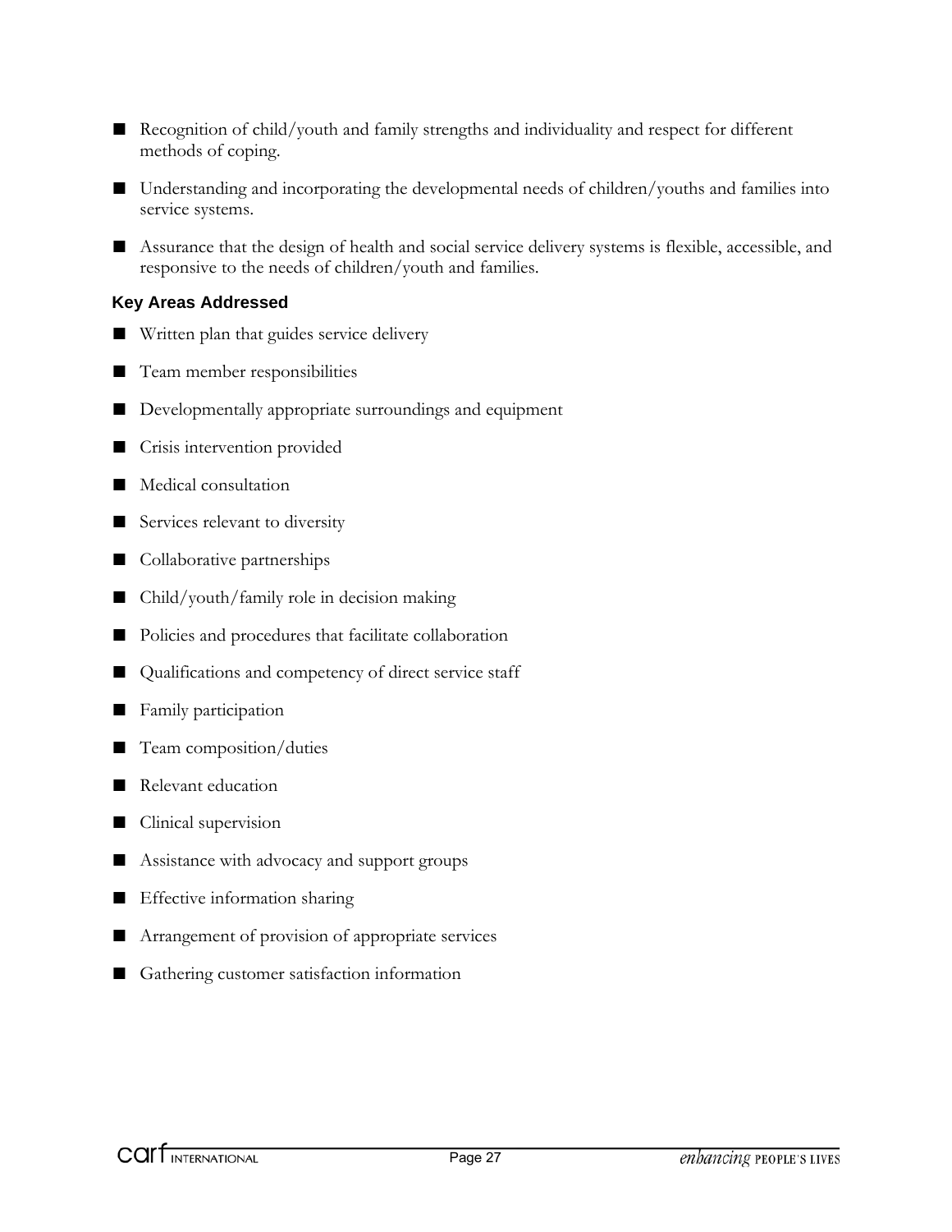- Recognition of child/youth and family strengths and individuality and respect for different methods of coping.
- Understanding and incorporating the developmental needs of children/youths and families into service systems.
- Assurance that the design of health and social service delivery systems is flexible, accessible, and responsive to the needs of children/youth and families.

### Key Areas Addressed

- Written plan that guides service delivery
- Team member responsibilities
- Developmentally appropriate surroundings and equipment
- Crisis intervention provided
- Medical consultation
- Services relevant to diversity
- Collaborative partnerships
- Child/youth/family role in decision making
- Policies and procedures that facilitate collaboration
- Qualifications and competency of direct service staff
- Family participation
- Team composition/duties
- Relevant education
- Clinical supervision
- Assistance with advocacy and support groups
- Effective information sharing
- Arrangement of provision of appropriate services
- Gathering customer satisfaction information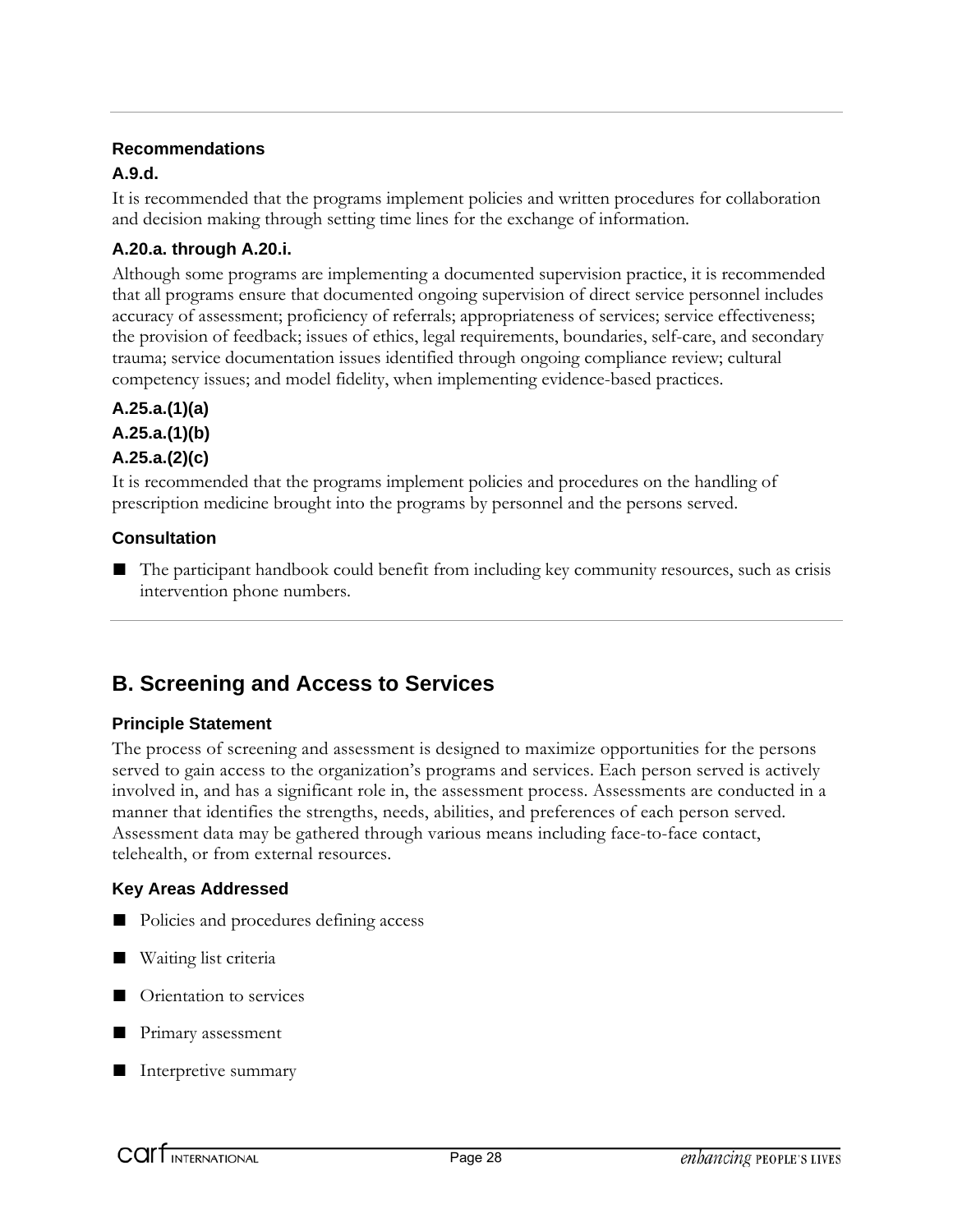### Recommendations

#### A.9.d.

It is recommended that the programs implement policies and written procedures for collaboration and decision making through setting time lines for the exchange of information.

#### A.20.a. through A.20.i.

Although some programs are implementing a documented supervision practice, it is recommended that all programs ensure that documented ongoing supervision of direct service personnel includes accuracy of assessment; proficiency of referrals; appropriateness of services; service effectiveness; the provision of feedback; issues of ethics, legal requirements, boundaries, self-care, and secondary trauma; service documentation issues identified through ongoing compliance review; cultural competency issues; and model fidelity, when implementing evidence-based practices.

#### A.25.a.(1)(a)

#### A.25.a.(1)(b)

#### A.25.a.(2)(c)

It is recommended that the programs implement policies and procedures on the handling of prescription medicine brought into the programs by personnel and the persons served.

### Consultation

- The participant handbook could benefit from including key community resources, such as crisis intervention phone numbers.

## B. Screening and Access to Services

### Principle Statement

The process of screening and assessment is designed to maximize opportunities for the persons served to gain access to the organization's programs and services. Each person served is actively involved in, and has a significant role in, the assessment process. Assessments are conducted in a manner that identifies the strengths, needs, abilities, and preferences of each person served. Assessment data may be gathered through various means including face-to-face contact, telehealth, or from external resources.

### Key Areas Addressed

- Policies and procedures defining access
- Waiting list criteria
- Orientation to services
- Primary assessment
- Interpretive summary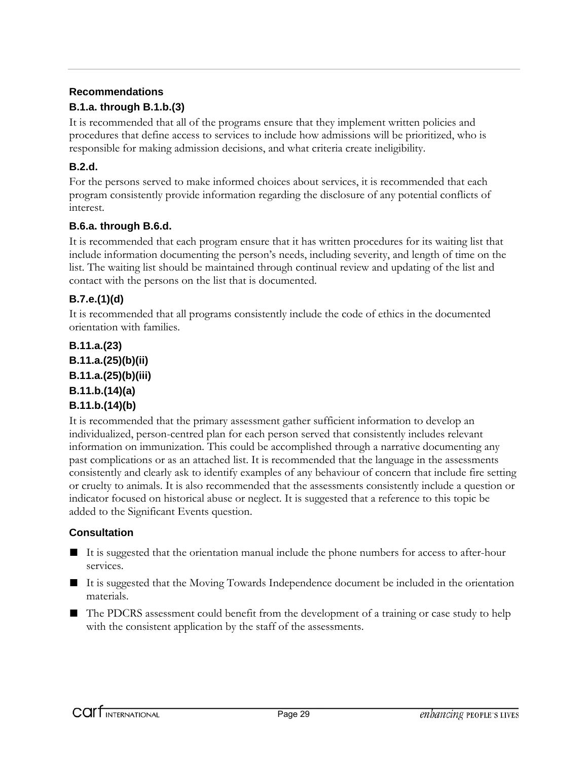### Recommendations

#### B.1.a. through B.1.b.(3)

It is recommended that all of the programs ensure that they implement written policies and procedures that define access to services to include how admissions will be prioritized, who is responsible for making admission decisions, and what criteria create ineligibility.

#### B.2.d.

For the persons served to make informed choices about services, it is recommended that each program consistently provide information regarding the disclosure of any potential conflicts of interest.

#### B.6.a. through B.6.d.

It is recommended that each program ensure that it has written procedures for its waiting list that include information documenting the person's needs, including severity, and length of time on the list. The waiting list should be maintained through continual review and updating of the list and contact with the persons on the list that is documented.

#### B.7.e.(1)(d)

It is recommended that all programs consistently include the code of ethics in the documented orientation with families.

#### B.11.a.(23)
#### B.11.a.(25)(b)(ii)
#### B.11.a.(25)(b)(iii)
#### B.11.b.(14)(a)
#### B.11.b.(14)(b)

It is recommended that the primary assessment gather sufficient information to develop an individualized, person-centred plan for each person served that consistently includes relevant information on immunization. This could be accomplished through a narrative documenting any past complications or as an attached list. It is recommended that the language in the assessments consistently and clearly ask to identify examples of any behaviour of concern that include fire setting or cruelty to animals. It is also recommended that the assessments consistently include a question or indicator focused on historical abuse or neglect. It is suggested that a reference to this topic be added to the Significant Events question.

### Consultation

- It is suggested that the orientation manual include the phone numbers for access to after-hour services.
- It is suggested that the Moving Towards Independence document be included in the orientation materials.
- The PDCRS assessment could benefit from the development of a training or case study to help with the consistent application by the staff of the assessments.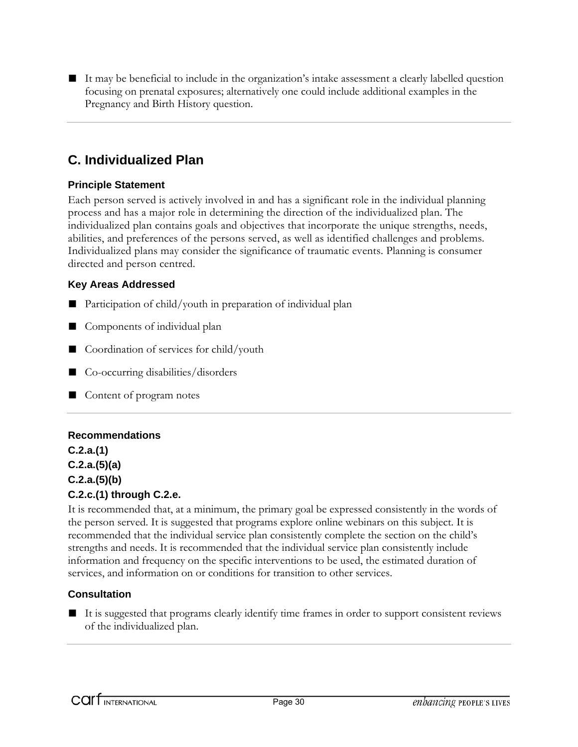- It may be beneficial to include in the organization's intake assessment a clearly labelled question focusing on prenatal exposures; alternatively one could include additional examples in the Pregnancy and Birth History question.

## C. Individualized Plan

### Principle Statement

Each person served is actively involved in and has a significant role in the individual planning process and has a major role in determining the direction of the individualized plan. The individualized plan contains goals and objectives that incorporate the unique strengths, needs, abilities, and preferences of the persons served, as well as identified challenges and problems. Individualized plans may consider the significance of traumatic events. Planning is consumer directed and person centred.

### Key Areas Addressed

- Participation of child/youth in preparation of individual plan
- Components of individual plan
- Coordination of services for child/youth
- Co-occurring disabilities/disorders
- Content of program notes

### Recommendations

**C.2.a.(1)**
**C.2.a.(5)(a)**
**C.2.a.(5)(b)**
**C.2.c.(1) through C.2.e.**

It is recommended that, at a minimum, the primary goal be expressed consistently in the words of the person served. It is suggested that programs explore online webinars on this subject. It is recommended that the individual service plan consistently complete the section on the child's strengths and needs. It is recommended that the individual service plan consistently include information and frequency on the specific interventions to be used, the estimated duration of services, and information on or conditions for transition to other services.

### Consultation

- It is suggested that programs clearly identify time frames in order to support consistent reviews of the individualized plan.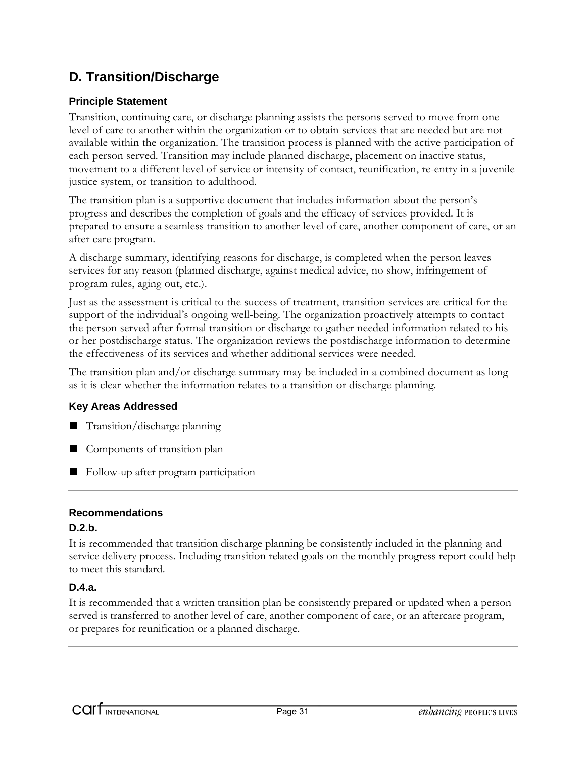## D. Transition/Discharge

### Principle Statement

Transition, continuing care, or discharge planning assists the persons served to move from one level of care to another within the organization or to obtain services that are needed but are not available within the organization. The transition process is planned with the active participation of each person served. Transition may include planned discharge, placement on inactive status, movement to a different level of service or intensity of contact, reunification, re-entry in a juvenile justice system, or transition to adulthood.

The transition plan is a supportive document that includes information about the person's progress and describes the completion of goals and the efficacy of services provided. It is prepared to ensure a seamless transition to another level of care, another component of care, or an after care program.

A discharge summary, identifying reasons for discharge, is completed when the person leaves services for any reason (planned discharge, against medical advice, no show, infringement of program rules, aging out, etc.).

Just as the assessment is critical to the success of treatment, transition services are critical for the support of the individual's ongoing well-being. The organization proactively attempts to contact the person served after formal transition or discharge to gather needed information related to his or her postdischarge status. The organization reviews the postdischarge information to determine the effectiveness of its services and whether additional services were needed.

The transition plan and/or discharge summary may be included in a combined document as long as it is clear whether the information relates to a transition or discharge planning.

### Key Areas Addressed

- Transition/discharge planning
- Components of transition plan
- Follow-up after program participation

---

### Recommendations

**D.2.b.**

It is recommended that transition discharge planning be consistently included in the planning and service delivery process. Including transition related goals on the monthly progress report could help to meet this standard.

**D.4.a.**

It is recommended that a written transition plan be consistently prepared or updated when a person served is transferred to another level of care, another component of care, or an aftercare program, or prepares for reunification or a planned discharge.

---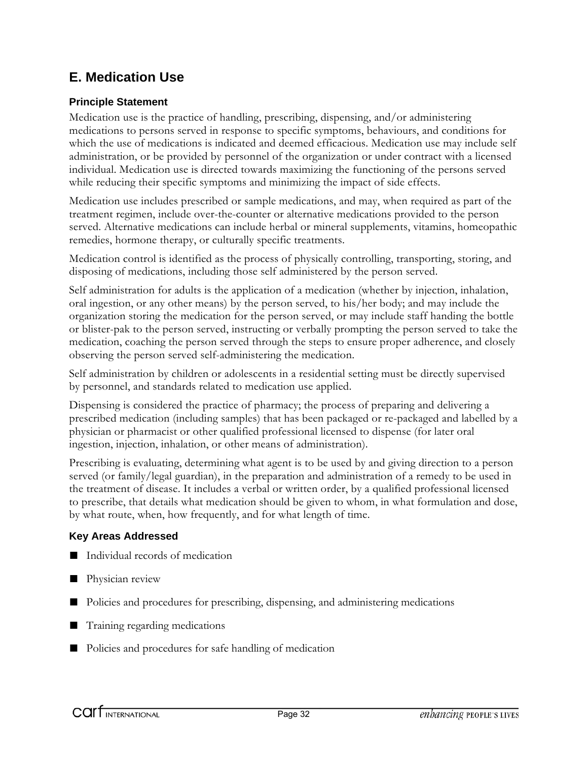## E. Medication Use

### Principle Statement

Medication use is the practice of handling, prescribing, dispensing, and/or administering medications to persons served in response to specific symptoms, behaviours, and conditions for which the use of medications is indicated and deemed efficacious. Medication use may include self administration, or be provided by personnel of the organization or under contract with a licensed individual. Medication use is directed towards maximizing the functioning of the persons served while reducing their specific symptoms and minimizing the impact of side effects.

Medication use includes prescribed or sample medications, and may, when required as part of the treatment regimen, include over-the-counter or alternative medications provided to the person served. Alternative medications can include herbal or mineral supplements, vitamins, homeopathic remedies, hormone therapy, or culturally specific treatments.

Medication control is identified as the process of physically controlling, transporting, storing, and disposing of medications, including those self administered by the person served.

Self administration for adults is the application of a medication (whether by injection, inhalation, oral ingestion, or any other means) by the person served, to his/her body; and may include the organization storing the medication for the person served, or may include staff handing the bottle or blister-pak to the person served, instructing or verbally prompting the person served to take the medication, coaching the person served through the steps to ensure proper adherence, and closely observing the person served self-administering the medication.

Self administration by children or adolescents in a residential setting must be directly supervised by personnel, and standards related to medication use applied.

Dispensing is considered the practice of pharmacy; the process of preparing and delivering a prescribed medication (including samples) that has been packaged or re-packaged and labelled by a physician or pharmacist or other qualified professional licensed to dispense (for later oral ingestion, injection, inhalation, or other means of administration).

Prescribing is evaluating, determining what agent is to be used by and giving direction to a person served (or family/legal guardian), in the preparation and administration of a remedy to be used in the treatment of disease. It includes a verbal or written order, by a qualified professional licensed to prescribe, that details what medication should be given to whom, in what formulation and dose, by what route, when, how frequently, and for what length of time.

### Key Areas Addressed

- Individual records of medication
- Physician review
- Policies and procedures for prescribing, dispensing, and administering medications
- Training regarding medications
- Policies and procedures for safe handling of medication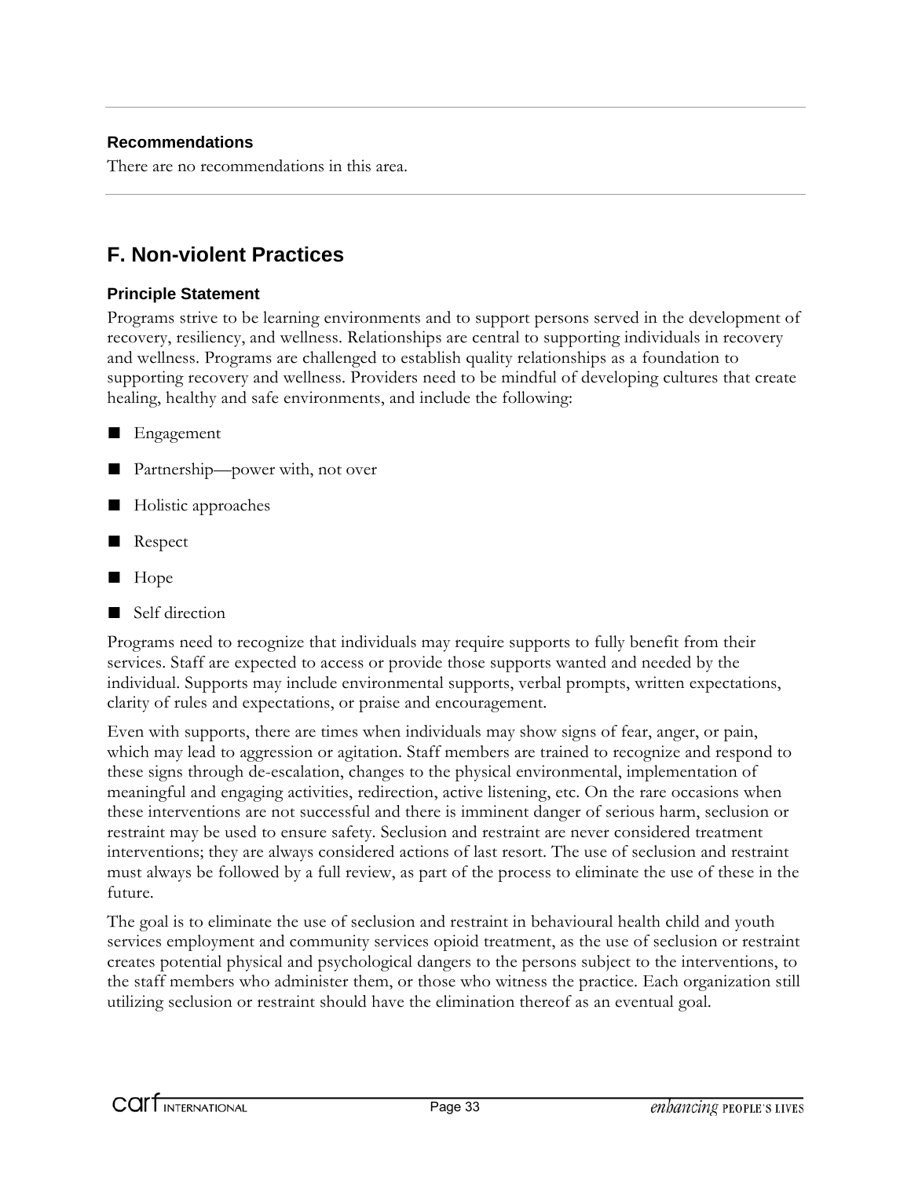### Recommendations

There are no recommendations in this area.

## F. Non-violent Practices

### Principle Statement

Programs strive to be learning environments and to support persons served in the development of recovery, resiliency, and wellness. Relationships are central to supporting individuals in recovery and wellness. Programs are challenged to establish quality relationships as a foundation to supporting recovery and wellness. Providers need to be mindful of developing cultures that create healing, healthy and safe environments, and include the following:

- Engagement
- Partnership—power with, not over
- Holistic approaches
- Respect
- Hope
- Self direction

Programs need to recognize that individuals may require supports to fully benefit from their services. Staff are expected to access or provide those supports wanted and needed by the individual. Supports may include environmental supports, verbal prompts, written expectations, clarity of rules and expectations, or praise and encouragement.

Even with supports, there are times when individuals may show signs of fear, anger, or pain, which may lead to aggression or agitation. Staff members are trained to recognize and respond to these signs through de-escalation, changes to the physical environmental, implementation of meaningful and engaging activities, redirection, active listening, etc. On the rare occasions when these interventions are not successful and there is imminent danger of serious harm, seclusion or restraint may be used to ensure safety. Seclusion and restraint are never considered treatment interventions; they are always considered actions of last resort. The use of seclusion and restraint must always be followed by a full review, as part of the process to eliminate the use of these in the future.

The goal is to eliminate the use of seclusion and restraint in behavioural health child and youth services employment and community services opioid treatment, as the use of seclusion or restraint creates potential physical and psychological dangers to the persons subject to the interventions, to the staff members who administer them, or those who witness the practice. Each organization still utilizing seclusion or restraint should have the elimination thereof as an eventual goal.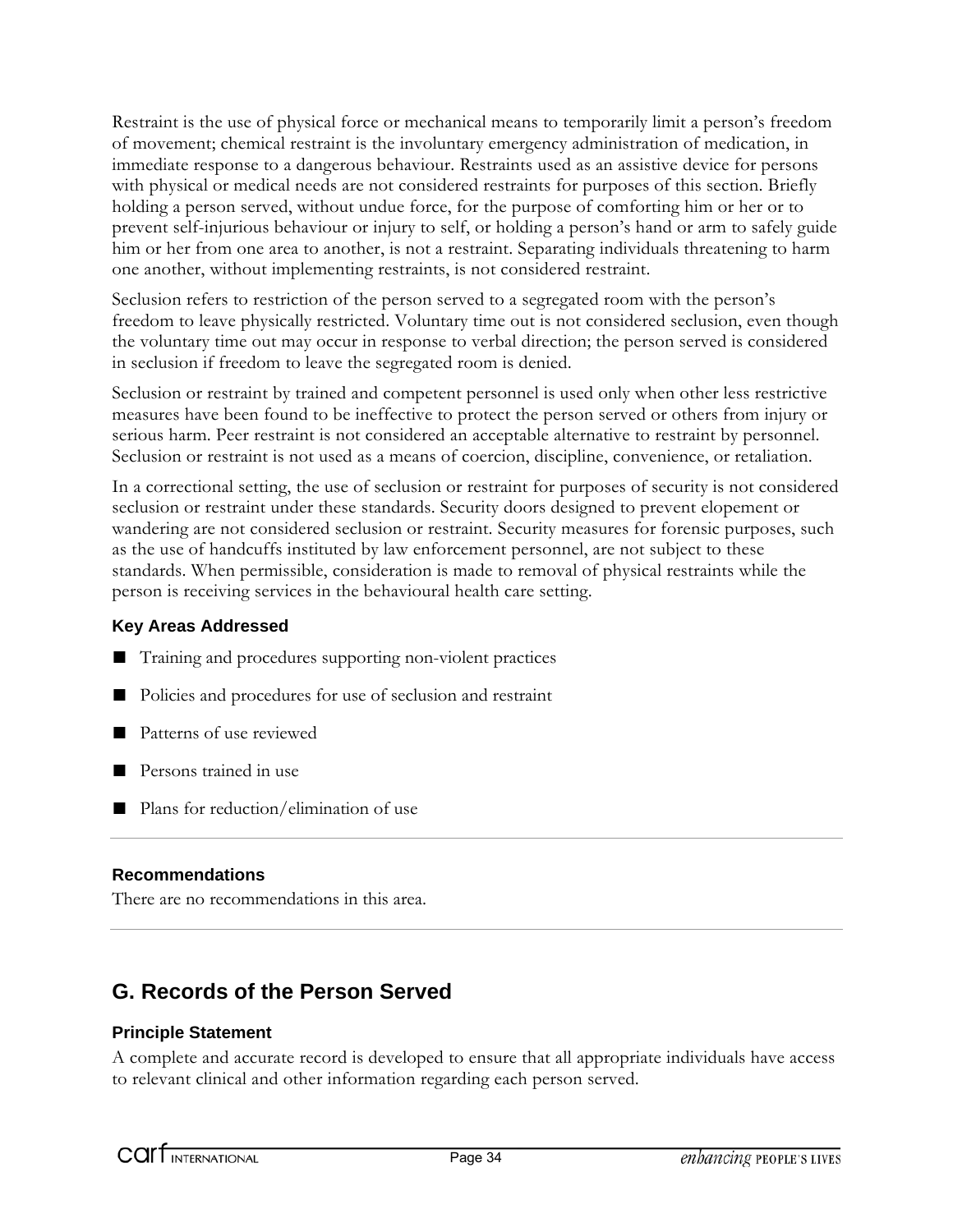Restraint is the use of physical force or mechanical means to temporarily limit a person's freedom of movement; chemical restraint is the involuntary emergency administration of medication, in immediate response to a dangerous behaviour. Restraints used as an assistive device for persons with physical or medical needs are not considered restraints for purposes of this section. Briefly holding a person served, without undue force, for the purpose of comforting him or her or to prevent self-injurious behaviour or injury to self, or holding a person's hand or arm to safely guide him or her from one area to another, is not a restraint. Separating individuals threatening to harm one another, without implementing restraints, is not considered restraint.

Seclusion refers to restriction of the person served to a segregated room with the person's freedom to leave physically restricted. Voluntary time out is not considered seclusion, even though the voluntary time out may occur in response to verbal direction; the person served is considered in seclusion if freedom to leave the segregated room is denied.

Seclusion or restraint by trained and competent personnel is used only when other less restrictive measures have been found to be ineffective to protect the person served or others from injury or serious harm. Peer restraint is not considered an acceptable alternative to restraint by personnel. Seclusion or restraint is not used as a means of coercion, discipline, convenience, or retaliation.

In a correctional setting, the use of seclusion or restraint for purposes of security is not considered seclusion or restraint under these standards. Security doors designed to prevent elopement or wandering are not considered seclusion or restraint. Security measures for forensic purposes, such as the use of handcuffs instituted by law enforcement personnel, are not subject to these standards. When permissible, consideration is made to removal of physical restraints while the person is receiving services in the behavioural health care setting.

### Key Areas Addressed

- Training and procedures supporting non-violent practices
- Policies and procedures for use of seclusion and restraint
- Patterns of use reviewed
- Persons trained in use
- Plans for reduction/elimination of use

### Recommendations

There are no recommendations in this area.

## G. Records of the Person Served

### Principle Statement

A complete and accurate record is developed to ensure that all appropriate individuals have access to relevant clinical and other information regarding each person served.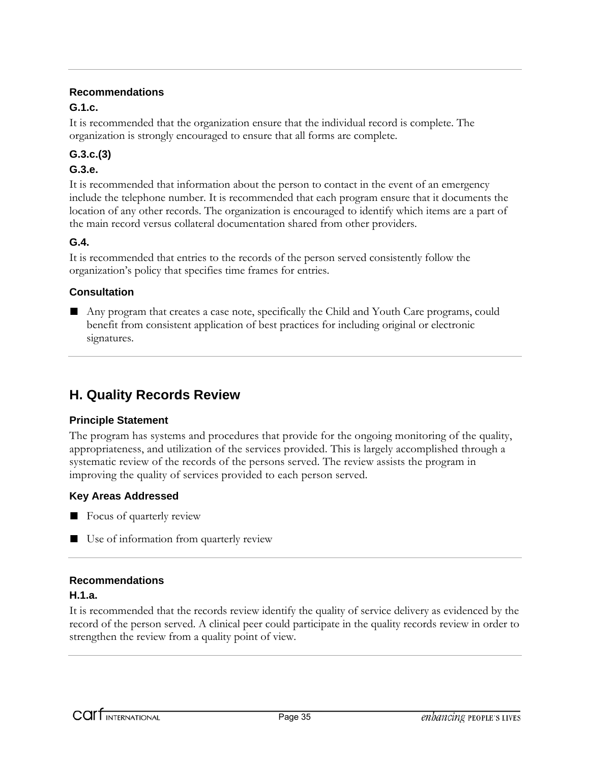### Recommendations

#### G.1.c.

It is recommended that the organization ensure that the individual record is complete. The organization is strongly encouraged to ensure that all forms are complete.

#### G.3.c.(3)

#### G.3.e.

It is recommended that information about the person to contact in the event of an emergency include the telephone number. It is recommended that each program ensure that it documents the location of any other records. The organization is encouraged to identify which items are a part of the main record versus collateral documentation shared from other providers.

#### G.4.

It is recommended that entries to the records of the person served consistently follow the organization's policy that specifies time frames for entries.

### Consultation

- Any program that creates a case note, specifically the Child and Youth Care programs, could benefit from consistent application of best practices for including original or electronic signatures.

## H. Quality Records Review

### Principle Statement

The program has systems and procedures that provide for the ongoing monitoring of the quality, appropriateness, and utilization of the services provided. This is largely accomplished through a systematic review of the records of the persons served. The review assists the program in improving the quality of services provided to each person served.

### Key Areas Addressed

- Focus of quarterly review
- Use of information from quarterly review

### Recommendations

#### H.1.a.

It is recommended that the records review identify the quality of service delivery as evidenced by the record of the person served. A clinical peer could participate in the quality records review in order to strengthen the review from a quality point of view.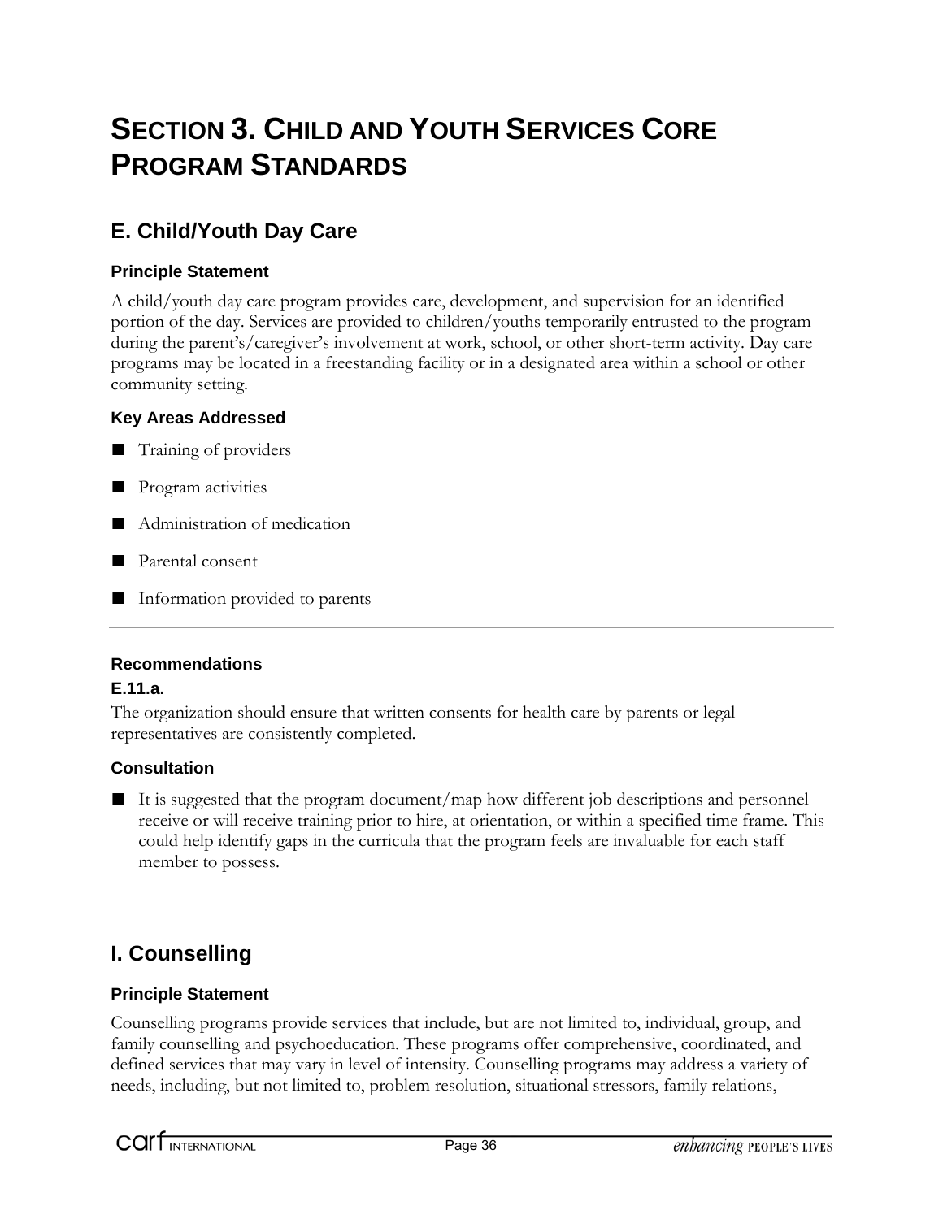# SECTION 3. CHILD AND YOUTH SERVICES CORE PROGRAM STANDARDS

## E. Child/Youth Day Care

### Principle Statement

A child/youth day care program provides care, development, and supervision for an identified portion of the day. Services are provided to children/youths temporarily entrusted to the program during the parent's/caregiver's involvement at work, school, or other short-term activity. Day care programs may be located in a freestanding facility or in a designated area within a school or other community setting.

### Key Areas Addressed

- Training of providers
- Program activities
- Administration of medication
- Parental consent
- Information provided to parents

---

### Recommendations

**E.11.a.**

The organization should ensure that written consents for health care by parents or legal representatives are consistently completed.

### Consultation

- It is suggested that the program document/map how different job descriptions and personnel receive or will receive training prior to hire, at orientation, or within a specified time frame. This could help identify gaps in the curricula that the program feels are invaluable for each staff member to possess.

---

## I. Counselling

### Principle Statement

Counselling programs provide services that include, but are not limited to, individual, group, and family counselling and psychoeducation. These programs offer comprehensive, coordinated, and defined services that may vary in level of intensity. Counselling programs may address a variety of needs, including, but not limited to, problem resolution, situational stressors, family relations,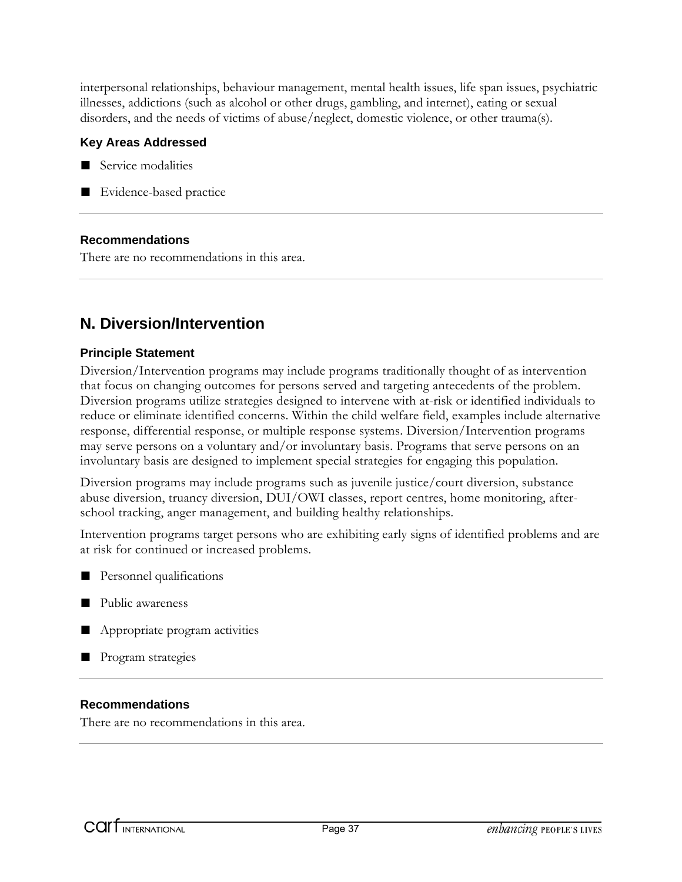interpersonal relationships, behaviour management, mental health issues, life span issues, psychiatric illnesses, addictions (such as alcohol or other drugs, gambling, and internet), eating or sexual disorders, and the needs of victims of abuse/neglect, domestic violence, or other trauma(s).

**Key Areas Addressed**

- Service modalities
- Evidence-based practice

---

**Recommendations**

There are no recommendations in this area.

---

## N. Diversion/Intervention

### Principle Statement

Diversion/Intervention programs may include programs traditionally thought of as intervention that focus on changing outcomes for persons served and targeting antecedents of the problem. Diversion programs utilize strategies designed to intervene with at-risk or identified individuals to reduce or eliminate identified concerns. Within the child welfare field, examples include alternative response, differential response, or multiple response systems. Diversion/Intervention programs may serve persons on a voluntary and/or involuntary basis. Programs that serve persons on an involuntary basis are designed to implement special strategies for engaging this population.

Diversion programs may include programs such as juvenile justice/court diversion, substance abuse diversion, truancy diversion, DUI/OWI classes, report centres, home monitoring, after-school tracking, anger management, and building healthy relationships.

Intervention programs target persons who are exhibiting early signs of identified problems and are at risk for continued or increased problems.

- Personnel qualifications
- Public awareness
- Appropriate program activities
- Program strategies

---

**Recommendations**

There are no recommendations in this area.

---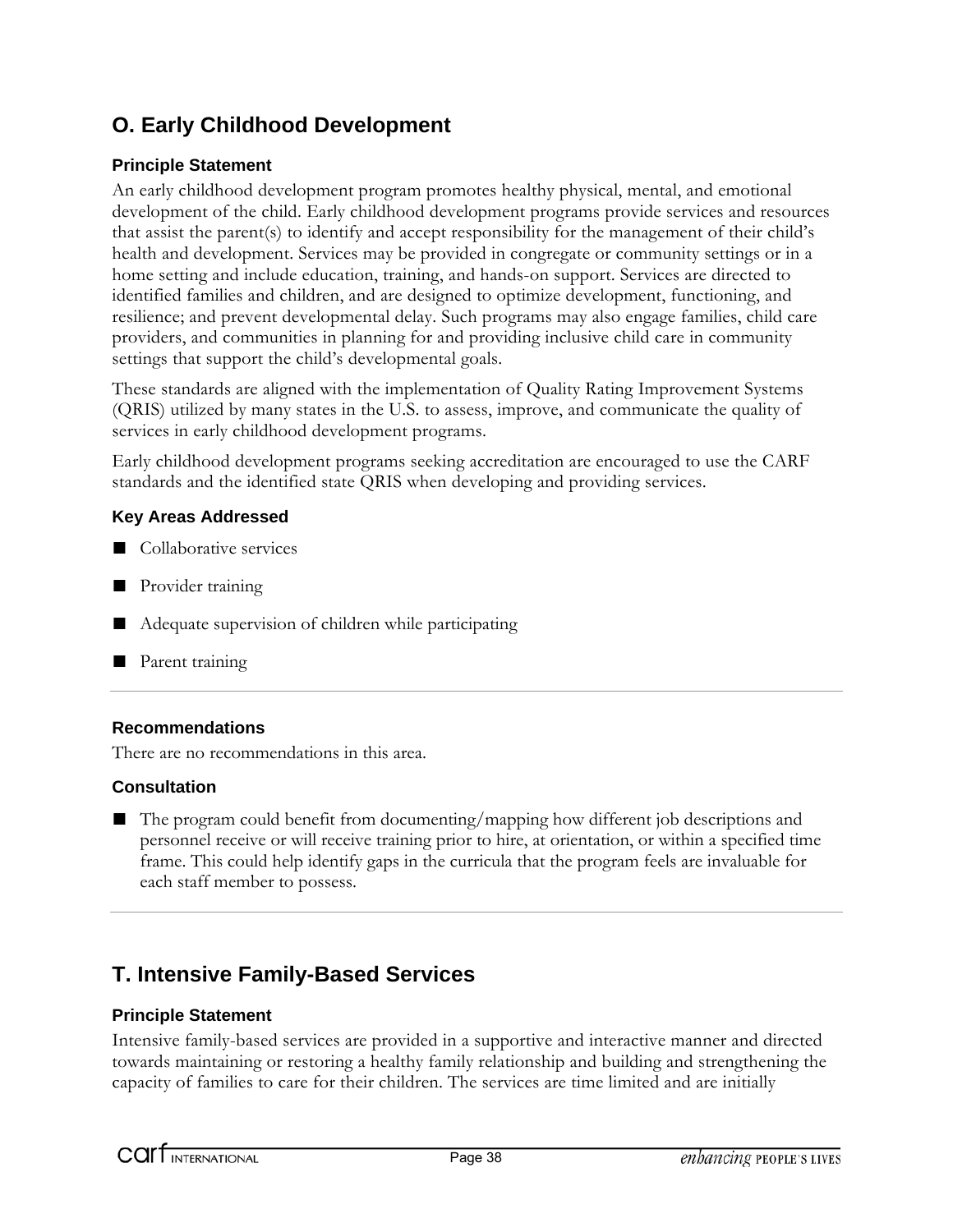## O. Early Childhood Development

### Principle Statement

An early childhood development program promotes healthy physical, mental, and emotional development of the child. Early childhood development programs provide services and resources that assist the parent(s) to identify and accept responsibility for the management of their child's health and development. Services may be provided in congregate or community settings or in a home setting and include education, training, and hands-on support. Services are directed to identified families and children, and are designed to optimize development, functioning, and resilience; and prevent developmental delay. Such programs may also engage families, child care providers, and communities in planning for and providing inclusive child care in community settings that support the child's developmental goals.

These standards are aligned with the implementation of Quality Rating Improvement Systems (QRIS) utilized by many states in the U.S. to assess, improve, and communicate the quality of services in early childhood development programs.

Early childhood development programs seeking accreditation are encouraged to use the CARF standards and the identified state QRIS when developing and providing services.

### Key Areas Addressed

- Collaborative services
- Provider training
- Adequate supervision of children while participating
- Parent training

---

### Recommendations

There are no recommendations in this area.

### Consultation

- The program could benefit from documenting/mapping how different job descriptions and personnel receive or will receive training prior to hire, at orientation, or within a specified time frame. This could help identify gaps in the curricula that the program feels are invaluable for each staff member to possess.

---

## T. Intensive Family-Based Services

### Principle Statement

Intensive family-based services are provided in a supportive and interactive manner and directed towards maintaining or restoring a healthy family relationship and building and strengthening the capacity of families to care for their children. The services are time limited and are initially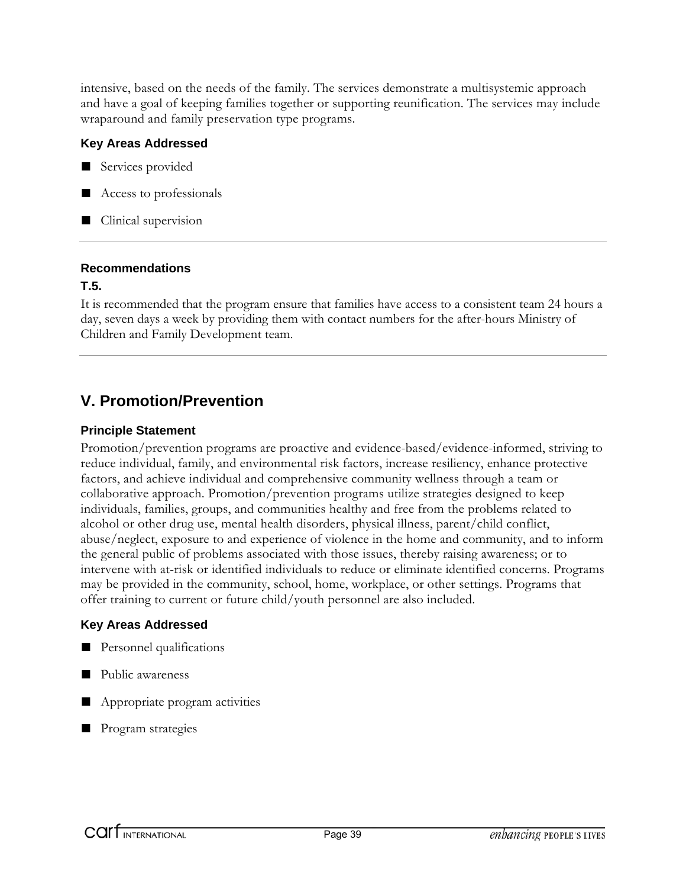intensive, based on the needs of the family. The services demonstrate a multisystemic approach and have a goal of keeping families together or supporting reunification. The services may include wraparound and family preservation type programs.

#### Key Areas Addressed

- Services provided
- Access to professionals
- Clinical supervision

---

#### Recommendations

**T.5.**

It is recommended that the program ensure that families have access to a consistent team 24 hours a day, seven days a week by providing them with contact numbers for the after-hours Ministry of Children and Family Development team.

---

## V. Promotion/Prevention

#### Principle Statement

Promotion/prevention programs are proactive and evidence-based/evidence-informed, striving to reduce individual, family, and environmental risk factors, increase resiliency, enhance protective factors, and achieve individual and comprehensive community wellness through a team or collaborative approach. Promotion/prevention programs utilize strategies designed to keep individuals, families, groups, and communities healthy and free from the problems related to alcohol or other drug use, mental health disorders, physical illness, parent/child conflict, abuse/neglect, exposure to and experience of violence in the home and community, and to inform the general public of problems associated with those issues, thereby raising awareness; or to intervene with at-risk or identified individuals to reduce or eliminate identified concerns. Programs may be provided in the community, school, home, workplace, or other settings. Programs that offer training to current or future child/youth personnel are also included.

#### Key Areas Addressed

- Personnel qualifications
- Public awareness
- Appropriate program activities
- Program strategies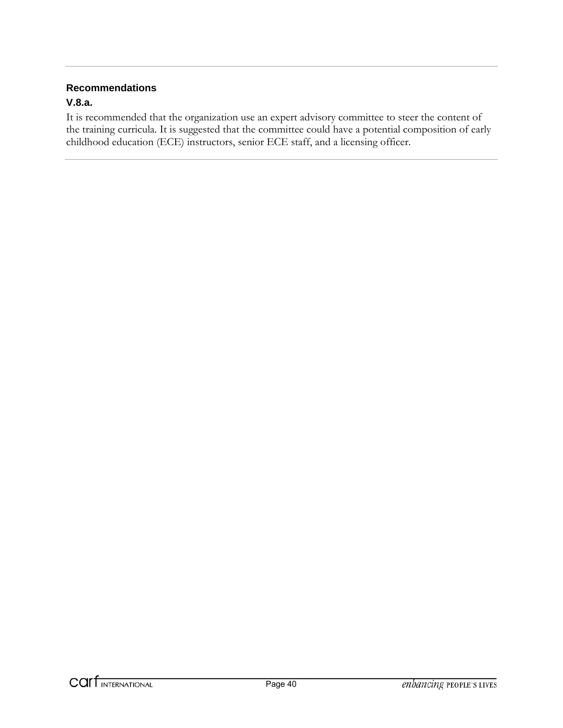**Recommendations**

**V.8.a.**

It is recommended that the organization use an expert advisory committee to steer the content of the training curricula. It is suggested that the committee could have a potential composition of early childhood education (ECE) instructors, senior ECE staff, and a licensing officer.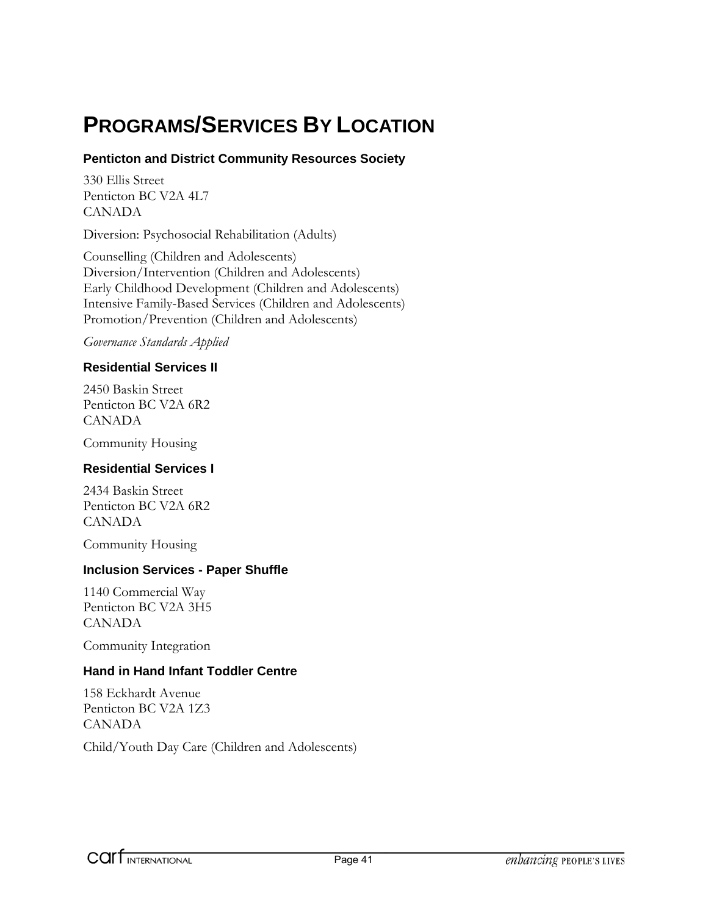# PROGRAMS/SERVICES BY LOCATION

### Penticton and District Community Resources Society

330 Ellis Street
Penticton BC V2A 4L7
CANADA

Diversion: Psychosocial Rehabilitation (Adults)

Counselling (Children and Adolescents)
Diversion/Intervention (Children and Adolescents)
Early Childhood Development (Children and Adolescents)
Intensive Family-Based Services (Children and Adolescents)
Promotion/Prevention (Children and Adolescents)

*Governance Standards Applied*

### Residential Services II

2450 Baskin Street
Penticton BC V2A 6R2
CANADA

Community Housing

### Residential Services I

2434 Baskin Street
Penticton BC V2A 6R2
CANADA

Community Housing

### Inclusion Services - Paper Shuffle

1140 Commercial Way
Penticton BC V2A 3H5
CANADA

Community Integration

### Hand in Hand Infant Toddler Centre

158 Eckhardt Avenue
Penticton BC V2A 1Z3
CANADA

Child/Youth Day Care (Children and Adolescents)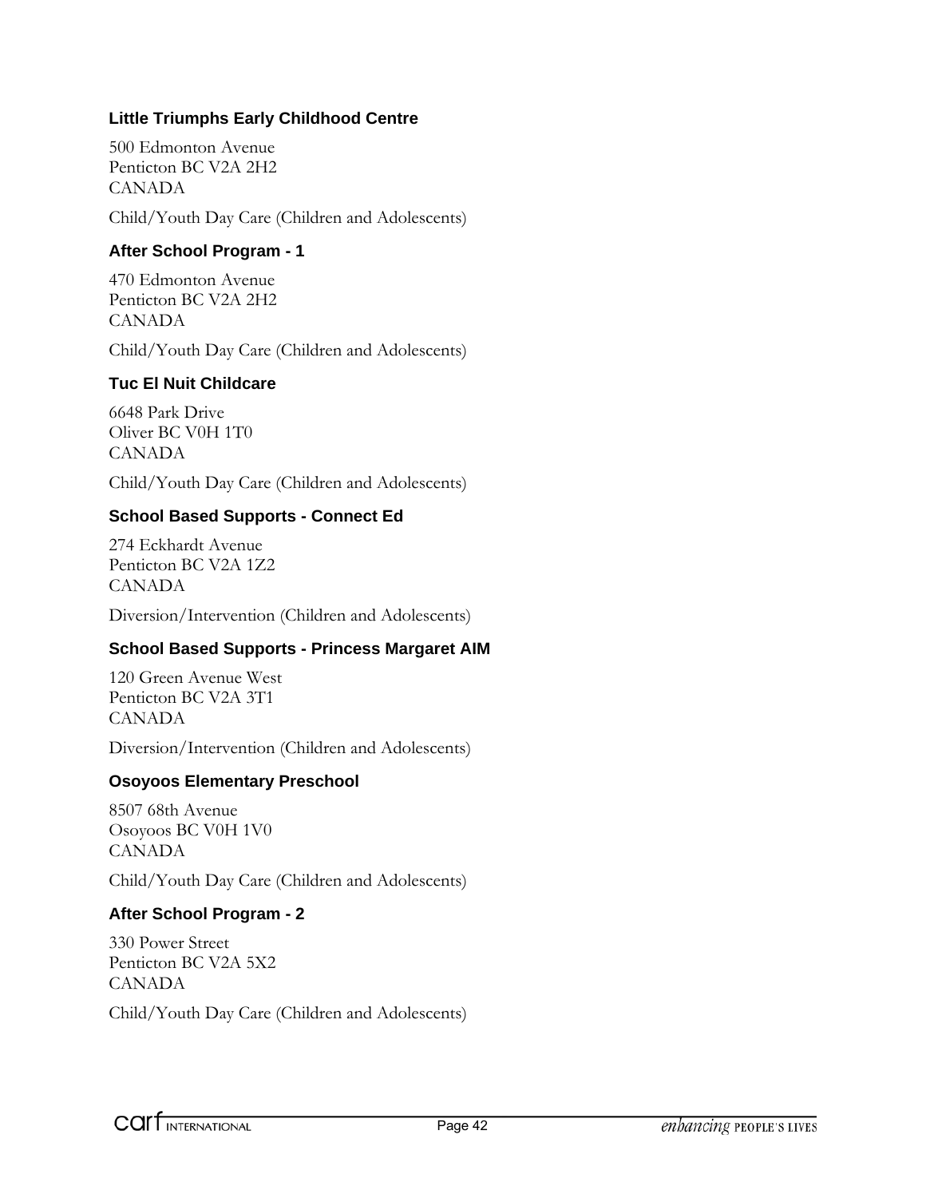### Little Triumphs Early Childhood Centre

500 Edmonton Avenue
Penticton BC V2A 2H2
CANADA

Child/Youth Day Care (Children and Adolescents)

### After School Program - 1

470 Edmonton Avenue
Penticton BC V2A 2H2
CANADA

Child/Youth Day Care (Children and Adolescents)

### Tuc El Nuit Childcare

6648 Park Drive
Oliver BC V0H 1T0
CANADA

Child/Youth Day Care (Children and Adolescents)

### School Based Supports - Connect Ed

274 Eckhardt Avenue
Penticton BC V2A 1Z2
CANADA

Diversion/Intervention (Children and Adolescents)

### School Based Supports - Princess Margaret AIM

120 Green Avenue West
Penticton BC V2A 3T1
CANADA

Diversion/Intervention (Children and Adolescents)

### Osoyoos Elementary Preschool

8507 68th Avenue
Osoyoos BC V0H 1V0
CANADA

Child/Youth Day Care (Children and Adolescents)

### After School Program - 2

330 Power Street
Penticton BC V2A 5X2
CANADA

Child/Youth Day Care (Children and Adolescents)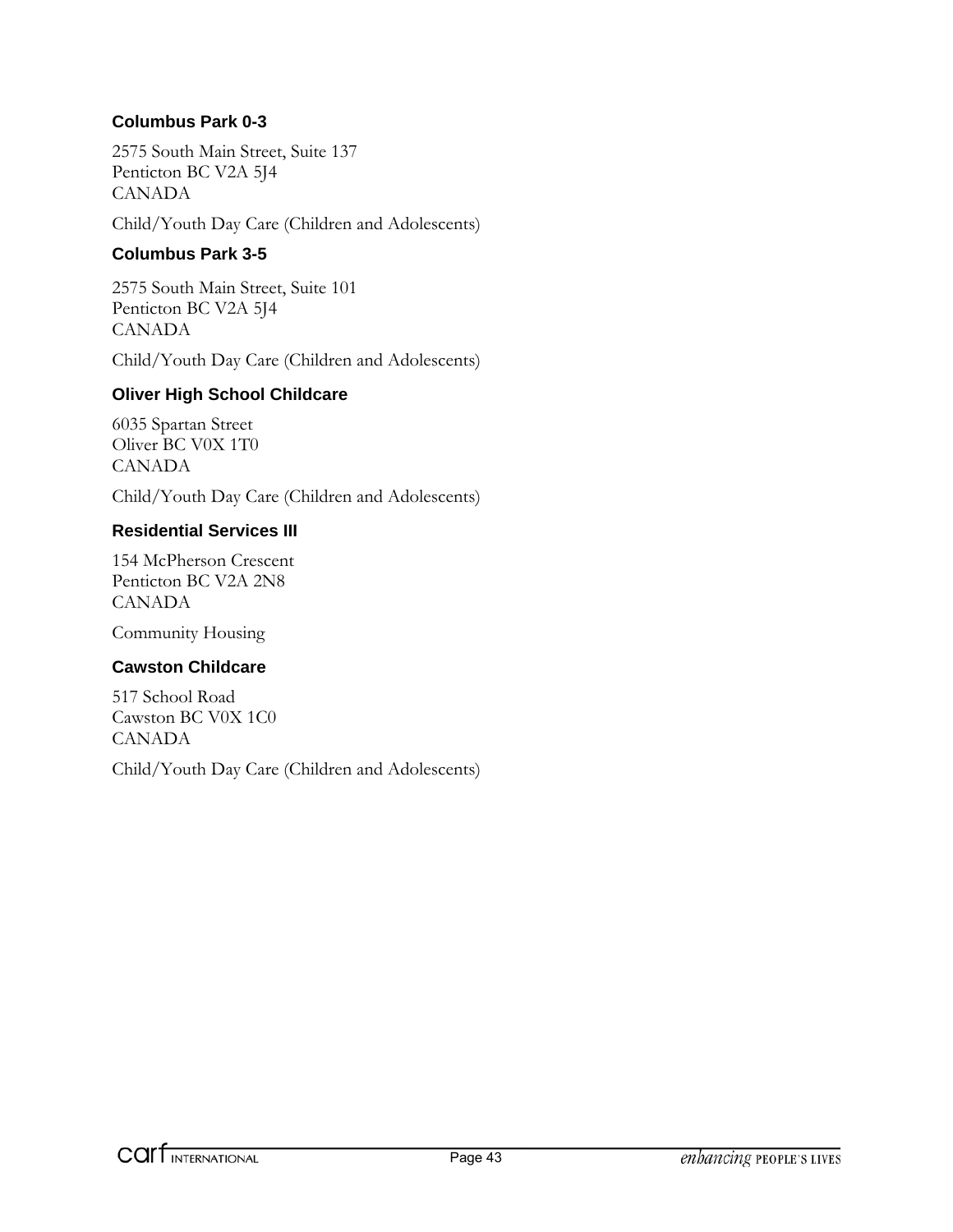### Columbus Park 0-3

2575 South Main Street, Suite 137
Penticton BC V2A 5J4
CANADA

Child/Youth Day Care (Children and Adolescents)

### Columbus Park 3-5

2575 South Main Street, Suite 101
Penticton BC V2A 5J4
CANADA

Child/Youth Day Care (Children and Adolescents)

### Oliver High School Childcare

6035 Spartan Street
Oliver BC V0X 1T0
CANADA

Child/Youth Day Care (Children and Adolescents)

### Residential Services III

154 McPherson Crescent
Penticton BC V2A 2N8
CANADA

Community Housing

### Cawston Childcare

517 School Road
Cawston BC V0X 1C0
CANADA

Child/Youth Day Care (Children and Adolescents)